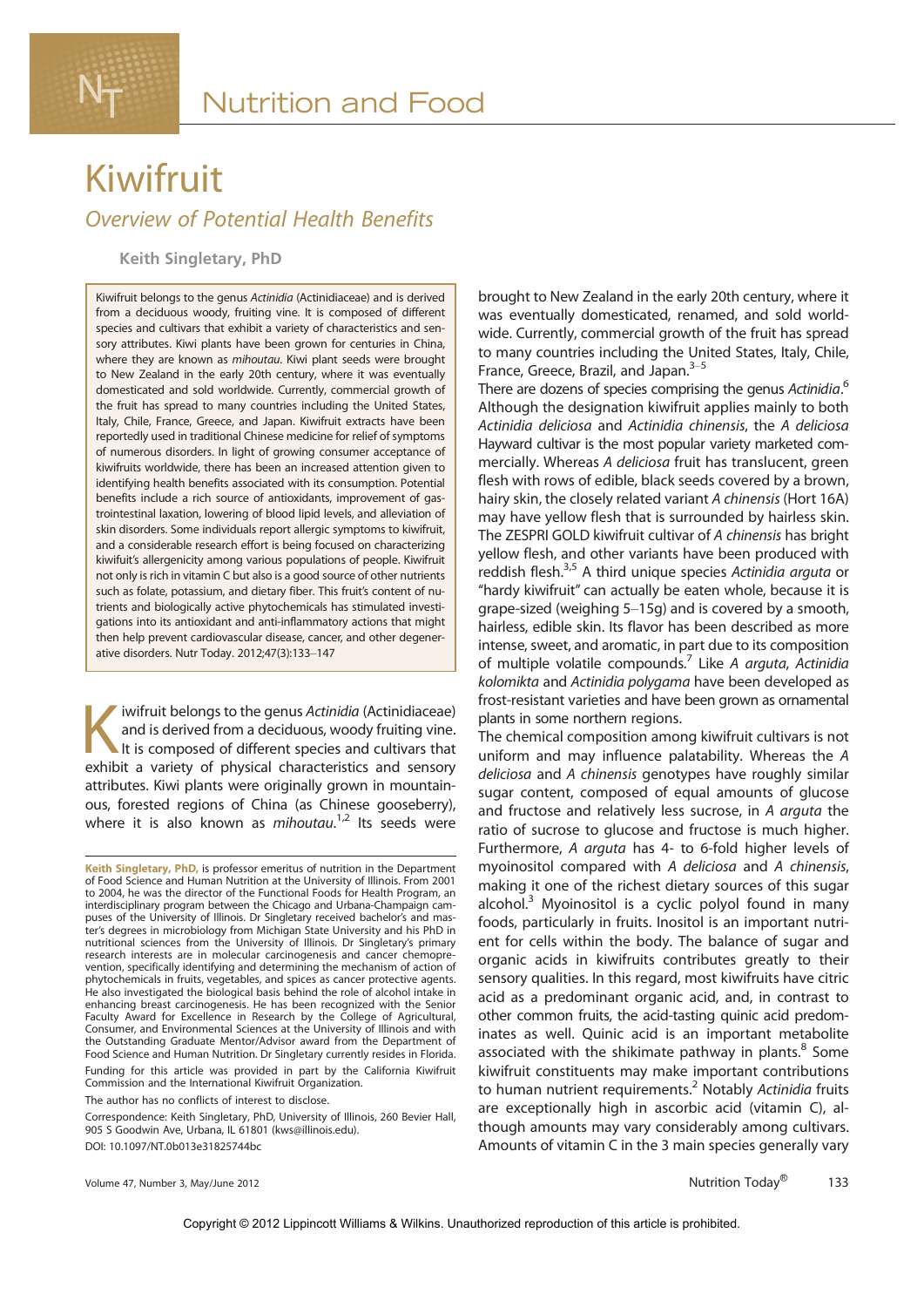# Kiwifruit

## *Overview of Potential Health Benefits*

**Keith Singletary, PhD**

Kiwifruit belongs to the genus *Actinidia* (Actinidiaceae) and is derived from a deciduous woody, fruiting vine. It is composed of different species and cultivars that exhibit a variety of characteristics and sensory attributes. Kiwi plants have been grown for centuries in China, where they are known as *mihoutau*. Kiwi plant seeds were brought to New Zealand in the early 20th century, where it was eventually domesticated and sold worldwide. Currently, commercial growth of the fruit has spread to many countries including the United States, Italy, Chile, France, Greece, and Japan. Kiwifruit extracts have been reportedly used in traditional Chinese medicine for relief of symptoms of numerous disorders. In light of growing consumer acceptance of kiwifruits worldwide, there has been an increased attention given to identifying health benefits associated with its consumption. Potential benefits include a rich source of antioxidants, improvement of gastrointestinal laxation, lowering of blood lipid levels, and alleviation of skin disorders. Some individuals report allergic symptoms to kiwifruit, and a considerable research effort is being focused on characterizing kiwifruit's allergenicity among various populations of people. Kiwifruit not only is rich in vitamin C but also is a good source of other nutrients such as folate, potassium, and dietary fiber. This fruit's content of nutrients and biologically active phytochemicals has stimulated investigations into its antioxidant and anti-inflammatory actions that might then help prevent cardiovascular disease, cancer, and other degenerative disorders. Nutr Today. 2012;47(3):133–147

Kiwifruit belongs to the genus *Actinidia* (Actinidiaceae) and is derived from a deciduous, woody fruiting vine. It is composed of different species and cultivars that exhibit a variety of physical characteristics and sensory attributes. Kiwi plants were originally grown in mountainous, forested regions of China (as Chinese gooseberry), where it is also known as *mihoutau*.[1,2] Its seeds were brought to New Zealand in the early 20th century, where it was eventually domesticated, renamed, and sold worldwide. Currently, commercial growth of the fruit has spread to many countries including the United States, Italy, Chile, France, Greece, Brazil, and Japan.[3–5]

There are dozens of species comprising the genus *Actinidia*.[6] Although the designation kiwifruit applies mainly to both *Actinidia deliciosa* and *Actinidia chinensis*, the *A deliciosa* Hayward cultivar is the most popular variety marketed commercially. Whereas *A deliciosa* fruit has translucent, green flesh with rows of edible, black seeds covered by a brown, hairy skin, the closely related variant *A chinensis* (Hort 16A) may have yellow flesh that is surrounded by hairless skin. The ZESPRI GOLD kiwifruit cultivar of *A chinensis* has bright yellow flesh, and other variants have been produced with reddish flesh.[3,5] A third unique species *Actinidia arguta* or "hardy kiwifruit" can actually be eaten whole, because it is grape-sized (weighing 5–15g) and is covered by a smooth, hairless, edible skin. Its flavor has been described as more intense, sweet, and aromatic, in part due to its composition of multiple volatile compounds.[7] Like *A arguta*, *Actinidia kolomikta* and *Actinidia polygama* have been developed as frost-resistant varieties and have been grown as ornamental plants in some northern regions.

The chemical composition among kiwifruit cultivars is not uniform and may influence palatability. Whereas the *A deliciosa* and *A chinensis* genotypes have roughly similar sugar content, composed of equal amounts of glucose and fructose and relatively less sucrose, in *A arguta* the ratio of sucrose to glucose and fructose is much higher. Furthermore, *A arguta* has 4- to 6-fold higher levels of myoinositol compared with *A deliciosa* and *A chinensis*, making it one of the richest dietary sources of this sugar alcohol.[3] Myoinositol is a cyclic polyol found in many foods, particularly in fruits. Inositol is an important nutrient for cells within the body. The balance of sugar and organic acids in kiwifruits contributes greatly to their sensory qualities. In this regard, most kiwifruits have citric acid as a predominant organic acid, and, in contrast to other common fruits, the acid-tasting quinic acid predominates as well. Quinic acid is an important metabolite associated with the shikimate pathway in plants.[8] Some kiwifruit constituents may make important contributions to human nutrient requirements.[2] Notably *Actinidia* fruits are exceptionally high in ascorbic acid (vitamin C), although amounts may vary considerably among cultivars. Amounts of vitamin C in the 3 main species generally vary

**Keith Singletary, PhD,** is professor emeritus of nutrition in the Department of Food Science and Human Nutrition at the University of Illinois. From 2001 to 2004, he was the director of the Functional Foods for Health Program, an interdisciplinary program between the Chicago and Urbana-Champaign campuses of the University of Illinois. Dr Singletary received bachelor's and master's degrees in microbiology from Michigan State University and his PhD in nutritional sciences from the University of Illinois. Dr Singletary's primary research interests are in molecular carcinogenesis and cancer chemoprevention, specifically identifying and determining the mechanism of action of phytochemicals in fruits, vegetables, and spices as cancer protective agents. He also investigated the biological basis behind the role of alcohol intake in enhancing breast carcinogenesis. He has been recognized with the Senior Faculty Award for Excellence in Research by the College of Agricultural, Consumer, and Environmental Sciences at the University of Illinois and with the Outstanding Graduate Mentor/Advisor award from the Department of Food Science and Human Nutrition. Dr Singletary currently resides in Florida.

Funding for this article was provided in part by the California Kiwifruit Commission and the International Kiwifruit Organization.

The author has no conflicts of interest to disclose.

Correspondence: Keith Singletary, PhD, University of Illinois, 260 Bevier Hall, 905 S Goodwin Ave, Urbana, IL 61801 (kws@illinois.edu).

DOI: 10.1097/NT.0b013e31825744bc

Copyright © 2012 Lippincott Williams & Wilkins. Unauthorized reproduction of this article is prohibited.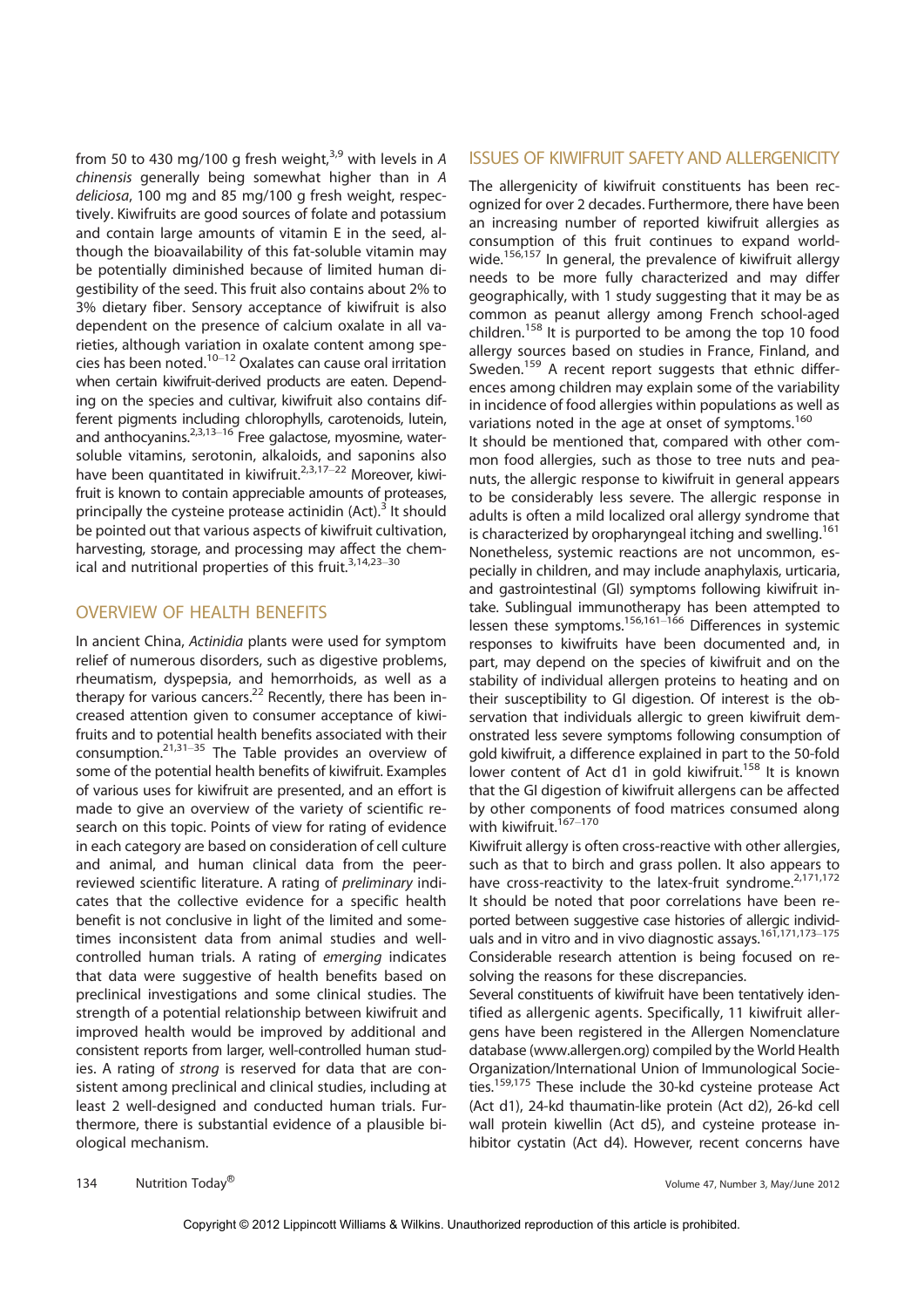from 50 to 430 mg/100 g fresh weight,[3,9] with levels in *A chinensis* generally being somewhat higher than in *A deliciosa*, 100 mg and 85 mg/100 g fresh weight, respectively. Kiwifruits are good sources of folate and potassium and contain large amounts of vitamin E in the seed, although the bioavailability of this fat-soluble vitamin may be potentially diminished because of limited human digestibility of the seed. This fruit also contains about 2% to 3% dietary fiber. Sensory acceptance of kiwifruit is also dependent on the presence of calcium oxalate in all varieties, although variation in oxalate content among species has been noted.[10–12] Oxalates can cause oral irritation when certain kiwifruit-derived products are eaten. Depending on the species and cultivar, kiwifruit also contains different pigments including chlorophylls, carotenoids, lutein, and anthocyanins.[2,3,13–16] Free galactose, myosmine, water-soluble vitamins, serotonin, alkaloids, and saponins also have been quantitated in kiwifruit.[2,3,17–22] Moreover, kiwifruit is known to contain appreciable amounts of proteases, principally the cysteine protease actinidin (Act).[3] It should be pointed out that various aspects of kiwifruit cultivation, harvesting, storage, and processing may affect the chemical and nutritional properties of this fruit.[3,14,23–30]

## OVERVIEW OF HEALTH BENEFITS

In ancient China, *Actinidia* plants were used for symptom relief of numerous disorders, such as digestive problems, rheumatism, dyspepsia, and hemorrhoids, as well as a therapy for various cancers.[22] Recently, there has been increased attention given to consumer acceptance of kiwifruits and to potential health benefits associated with their consumption.[21,31–35] The Table provides an overview of some of the potential health benefits of kiwifruit. Examples of various uses for kiwifruit are presented, and an effort is made to give an overview of the variety of scientific research on this topic. Points of view for rating of evidence in each category are based on consideration of cell culture and animal, and human clinical data from the peer-reviewed scientific literature. A rating of *preliminary* indicates that the collective evidence for a specific health benefit is not conclusive in light of the limited and sometimes inconsistent data from animal studies and well-controlled human trials. A rating of *emerging* indicates that data were suggestive of health benefits based on preclinical investigations and some clinical studies. The strength of a potential relationship between kiwifruit and improved health would be improved by additional and consistent reports from larger, well-controlled human studies. A rating of *strong* is reserved for data that are consistent among preclinical and clinical studies, including at least 2 well-designed and conducted human trials. Furthermore, there is substantial evidence of a plausible biological mechanism.

## ISSUES OF KIWIFRUIT SAFETY AND ALLERGENICITY

The allergenicity of kiwifruit constituents has been recognized for over 2 decades. Furthermore, there have been an increasing number of reported kiwifruit allergies as consumption of this fruit continues to expand worldwide.[156,157] In general, the prevalence of kiwifruit allergy needs to be more fully characterized and may differ geographically, with 1 study suggesting that it may be as common as peanut allergy among French school-aged children.[158] It is purported to be among the top 10 food allergy sources based on studies in France, Finland, and Sweden.[159] A recent report suggests that ethnic differences among children may explain some of the variability in incidence of food allergies within populations as well as variations noted in the age at onset of symptoms.[160]

It should be mentioned that, compared with other common food allergies, such as those to tree nuts and peanuts, the allergic response to kiwifruit in general appears to be considerably less severe. The allergic response in adults is often a mild localized oral allergy syndrome that is characterized by oropharyngeal itching and swelling.[161] Nonetheless, systemic reactions are not uncommon, especially in children, and may include anaphylaxis, urticaria, and gastrointestinal (GI) symptoms following kiwifruit intake. Sublingual immunotherapy has been attempted to lessen these symptoms.[156,161–166] Differences in systemic responses to kiwifruits have been documented and, in part, may depend on the species of kiwifruit and on the stability of individual allergen proteins to heating and on their susceptibility to GI digestion. Of interest is the observation that individuals allergic to green kiwifruit demonstrated less severe symptoms following consumption of gold kiwifruit, a difference explained in part to the 50-fold lower content of Act d1 in gold kiwifruit.[158] It is known that the GI digestion of kiwifruit allergens can be affected by other components of food matrices consumed along with kiwifruit.[167–170]

Kiwifruit allergy is often cross-reactive with other allergies, such as that to birch and grass pollen. It also appears to have cross-reactivity to the latex-fruit syndrome.[2,171,172] It should be noted that poor correlations have been reported between suggestive case histories of allergic individuals and in vitro and in vivo diagnostic assays.[161,171,173–175] Considerable research attention is being focused on resolving the reasons for these discrepancies.

Several constituents of kiwifruit have been tentatively identified as allergenic agents. Specifically, 11 kiwifruit allergens have been registered in the Allergen Nomenclature database (www.allergen.org) compiled by the World Health Organization/International Union of Immunological Societies.[159,175] These include the 30-kd cysteine protease Act (Act d1), 24-kd thaumatin-like protein (Act d2), 26-kd cell wall protein kiwellin (Act d5), and cysteine protease inhibitor cystatin (Act d4). However, recent concerns have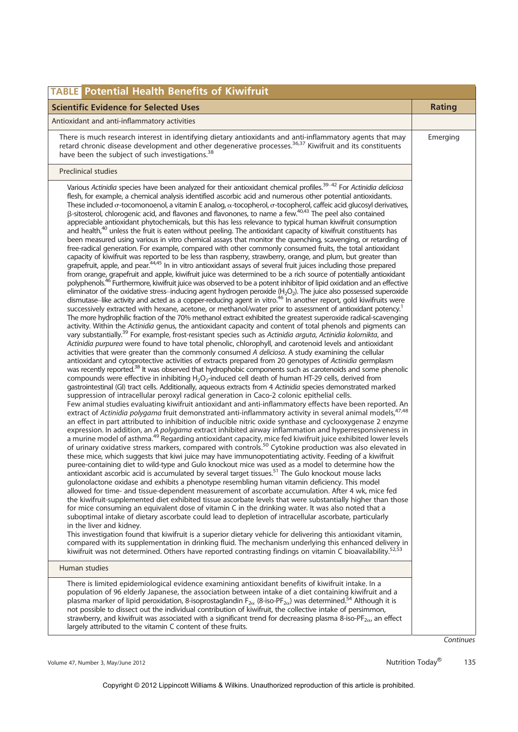**TABLE Potential Health Benefits of Kiwifruit**

| Scientific Evidence for Selected Uses | Rating |
|---|---|
| Antioxidant and anti-inflammatory activities | |
| There is much research interest in identifying dietary antioxidants and anti-inflammatory agents that may retard chronic disease development and other degenerative processes.[36,37] Kiwifruit and its constituents have been the subject of such investigations.[38] | Emerging |
| Preclinical studies | |
| Various *Actinidia* species have been analyzed for their antioxidant chemical profiles.[39–42] For *Actinidia deliciosa* flesh, for example, a chemical analysis identified ascorbic acid and numerous other potential antioxidants. These included σ-tocomonoenol, a vitamin E analog, α-tocopherol, σ-tocopherol, caffeic acid glucosyl derivatives, β-sitosterol, chlorogenic acid, and flavones and flavonones, to name a few.[40,43] The peel also contained appreciable antioxidant phytochemicals, but this has less relevance to typical human kiwifruit consumption and health,[40] unless the fruit is eaten without peeling. The antioxidant capacity of kiwifruit constituents has been measured using various in vitro chemical assays that monitor the quenching, scavenging, or retarding of free-radical generation. For example, compared with other commonly consumed fruits, the total antioxidant capacity of kiwifruit was reported to be less than raspberry, strawberry, orange, and plum, but greater than grapefruit, apple, and pear.[44,45] In in vitro antioxidant assays of several fruit juices including those prepared from orange, grapefruit and apple, kiwifruit juice was determined to be a rich source of potentially antioxidant polyphenols.[46] Furthermore, kiwifruit juice was observed to be a potent inhibitor of lipid oxidation and an effective eliminator of the oxidative stress–inducing agent hydrogen peroxide ($H_2O_2$). The juice also possessed superoxide dismutase–like activity and acted as a copper-reducing agent in vitro.[46] In another report, gold kiwifruits were successively extracted with hexane, acetone, or methanol/water prior to assessment of antioxidant potency.[1] The more hydrophilic fraction of the 70% methanol extract exhibited the greatest superoxide radical-scavenging activity. Within the *Actinidia* genus, the antioxidant capacity and content of total phenols and pigments can vary substantially.[39] For example, frost-resistant species such as *Actinidia arguta*, *Actinidia kolomikta*, and *Actinidia purpurea* were found to have total phenolic, chlorophyll, and carotenoid levels and antioxidant activities that were greater than the commonly consumed *A deliciosa*. A study examining the cellular antioxidant and cytoprotective activities of extracts prepared from 20 genotypes of *Actinidia* germplasm was recently reported.[38] It was observed that hydrophobic components such as carotenoids and some phenolic compounds were effective in inhibiting $H_2O_2$-induced cell death of human HT-29 cells, derived from gastrointestinal (GI) tract cells. Additionally, aqueous extracts from 4 *Actinidia* species demonstrated marked suppression of intracellular peroxyl radical generation in Caco-2 colonic epithelial cells.<br>Few animal studies evaluating kiwifruit antioxidant and anti-inflammatory effects have been reported. An extract of *Actinidia polygama* fruit demonstrated anti-inflammatory activity in several animal models,[47,48] an effect in part attributed to inhibition of inducible nitric oxide synthase and cyclooxygenase 2 enzyme expression. In addition, an *A polygama* extract inhibited airway inflammation and hyperresponsiveness in a murine model of asthma.[49] Regarding antioxidant capacity, mice fed kiwifruit juice exhibited lower levels of urinary oxidative stress markers, compared with controls.[50] Cytokine production was also elevated in these mice, which suggests that kiwi juice may have immunopotentiating activity. Feeding of a kiwifruit puree-containing diet to wild-type and Gulo knockout mice was used as a model to determine how the antioxidant ascorbic acid is accumulated by several target tissues.[51] The Gulo knockout mouse lacks gulonolactone oxidase and exhibits a phenotype resembling human vitamin deficiency. This model allowed for time- and tissue-dependent measurement of ascorbate accumulation. After 4 wk, mice fed the kiwifruit-supplemented diet exhibited tissue ascorbate levels that were substantially higher than those for mice consuming an equivalent dose of vitamin C in the drinking water. It was also noted that a suboptimal intake of dietary ascorbate could lead to depletion of intracellular ascorbate, particularly in the liver and kidney.<br>This investigation found that kiwifruit is a superior dietary vehicle for delivering this antioxidant vitamin, compared with its supplementation in drinking fluid. The mechanism underlying this enhanced delivery in kiwifruit was not determined. Others have reported contrasting findings on vitamin C bioavailability.[52,53] | |
| Human studies | |
| There is limited epidemiological evidence examining antioxidant benefits of kiwifruit intake. In a population of 96 elderly Japanese, the association between intake of a diet containing kiwifruit and a plasma marker of lipid peroxidation, 8-isoprostaglandin $F_{2\alpha}$ (8-iso-$PF_{2\alpha}$) was determined.[54] Although it is not possible to dissect out the individual contribution of kiwifruit, the collective intake of persimmon, strawberry, and kiwifruit was associated with a significant trend for decreasing plasma 8-iso-$PF_{2\alpha}$, an effect largely attributed to the vitamin C content of these fruits. | |

*Continues*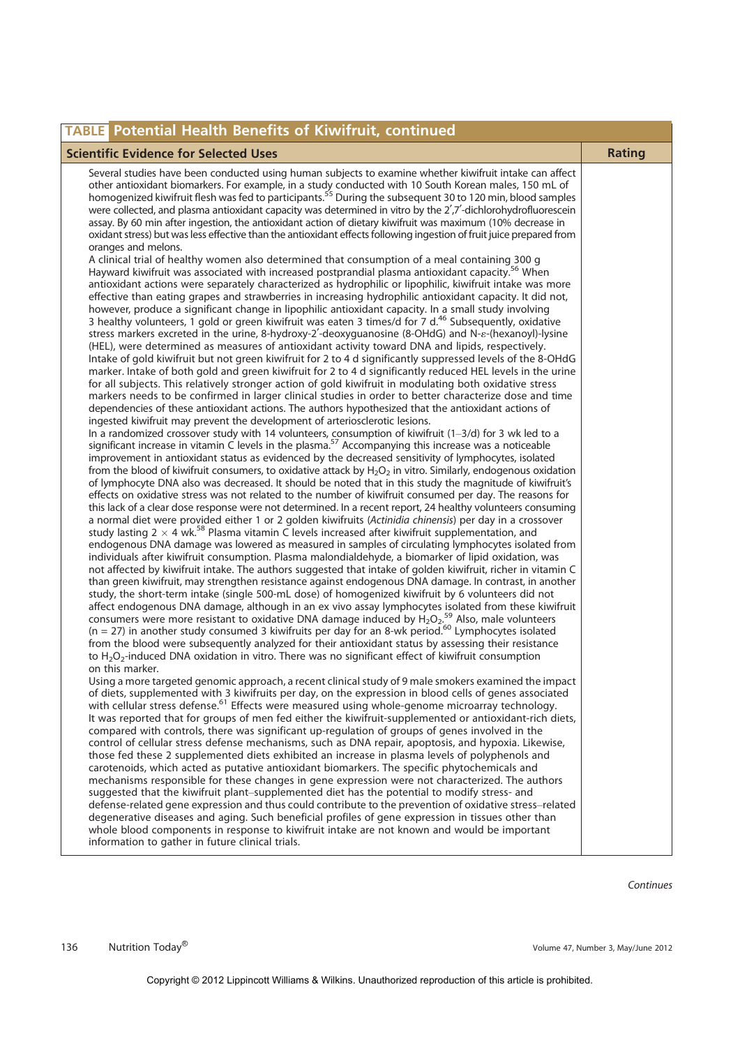| **TABLE Potential Health Benefits of Kiwifruit, continued** | |
|---|---|
| **Scientific Evidence for Selected Uses** | **Rating** |
| Several studies have been conducted using human subjects to examine whether kiwifruit intake can affect other antioxidant biomarkers. For example, in a study conducted with 10 South Korean males, 150 mL of homogenized kiwifruit flesh was fed to participants.[55] During the subsequent 30 to 120 min, blood samples were collected, and plasma antioxidant capacity was determined in vitro by the 2′,7′-dichlorohydrofluorescein assay. By 60 min after ingestion, the antioxidant action of dietary kiwifruit was maximum (10% decrease in oxidant stress) but was less effective than the antioxidant effects following ingestion of fruit juice prepared from oranges and melons.<br>A clinical trial of healthy women also determined that consumption of a meal containing 300 g Hayward kiwifruit was associated with increased postprandial plasma antioxidant capacity.[56] When antioxidant actions were separately characterized as hydrophilic or lipophilic, kiwifruit intake was more effective than eating grapes and strawberries in increasing hydrophilic antioxidant capacity. It did not, however, produce a significant change in lipophilic antioxidant capacity. In a small study involving 3 healthy volunteers, 1 gold or green kiwifruit was eaten 3 times/d for 7 d.[46] Subsequently, oxidative stress markers excreted in the urine, 8-hydroxy-2′-deoxyguanosine (8-OHdG) and N-ε-(hexanoyl)-lysine (HEL), were determined as measures of antioxidant activity toward DNA and lipids, respectively. Intake of gold kiwifruit but not green kiwifruit for 2 to 4 d significantly suppressed levels of the 8-OHdG marker. Intake of both gold and green kiwifruit for 2 to 4 d significantly reduced HEL levels in the urine for all subjects. This relatively stronger action of gold kiwifruit in modulating both oxidative stress markers needs to be confirmed in larger clinical studies in order to better characterize dose and time dependencies of these antioxidant actions. The authors hypothesized that the antioxidant actions of ingested kiwifruit may prevent the development of arteriosclerotic lesions.<br>In a randomized crossover study with 14 volunteers, consumption of kiwifruit (1–3/d) for 3 wk led to a significant increase in vitamin C levels in the plasma.[57] Accompanying this increase was a noticeable improvement in antioxidant status as evidenced by the decreased sensitivity of lymphocytes, isolated from the blood of kiwifruit consumers, to oxidative attack by $H_2O_2$ in vitro. Similarly, endogenous oxidation of lymphocyte DNA also was decreased. It should be noted that in this study the magnitude of kiwifruit's effects on oxidative stress was not related to the number of kiwifruit consumed per day. The reasons for this lack of a clear dose response were not determined. In a recent report, 24 healthy volunteers consuming a normal diet were provided either 1 or 2 golden kiwifruits (*Actinidia chinensis*) per day in a crossover study lasting $2 \times 4$ wk.[58] Plasma vitamin C levels increased after kiwifruit supplementation, and endogenous DNA damage was lowered as measured in samples of circulating lymphocytes isolated from individuals after kiwifruit consumption. Plasma malondialdehyde, a biomarker of lipid oxidation, was not affected by kiwifruit intake. The authors suggested that intake of golden kiwifruit, richer in vitamin C than green kiwifruit, may strengthen resistance against endogenous DNA damage. In contrast, in another study, the short-term intake (single 500-mL dose) of homogenized kiwifruit by 6 volunteers did not affect endogenous DNA damage, although in an ex vivo assay lymphocytes isolated from these kiwifruit consumers were more resistant to oxidative DNA damage induced by $H_2O_2$.[59] Also, male volunteers ($n = 27$) in another study consumed 3 kiwifruits per day for an 8-wk period.[60] Lymphocytes isolated from the blood were subsequently analyzed for their antioxidant status by assessing their resistance to $H_2O_2$-induced DNA oxidation in vitro. There was no significant effect of kiwifruit consumption on this marker.<br>Using a more targeted genomic approach, a recent clinical study of 9 male smokers examined the impact of diets, supplemented with 3 kiwifruits per day, on the expression in blood cells of genes associated with cellular stress defense.[61] Effects were measured using whole-genome microarray technology. It was reported that for groups of men fed either the kiwifruit-supplemented or antioxidant-rich diets, compared with controls, there was significant up-regulation of groups of genes involved in the control of cellular stress defense mechanisms, such as DNA repair, apoptosis, and hypoxia. Likewise, those fed these 2 supplemented diets exhibited an increase in plasma levels of polyphenols and carotenoids, which acted as putative antioxidant biomarkers. The specific phytochemicals and mechanisms responsible for these changes in gene expression were not characterized. The authors suggested that the kiwifruit plant–supplemented diet has the potential to modify stress- and defense-related gene expression and thus could contribute to the prevention of oxidative stress–related degenerative diseases and aging. Such beneficial profiles of gene expression in tissues other than whole blood components in response to kiwifruit intake are not known and would be important information to gather in future clinical trials. | |

*Continues*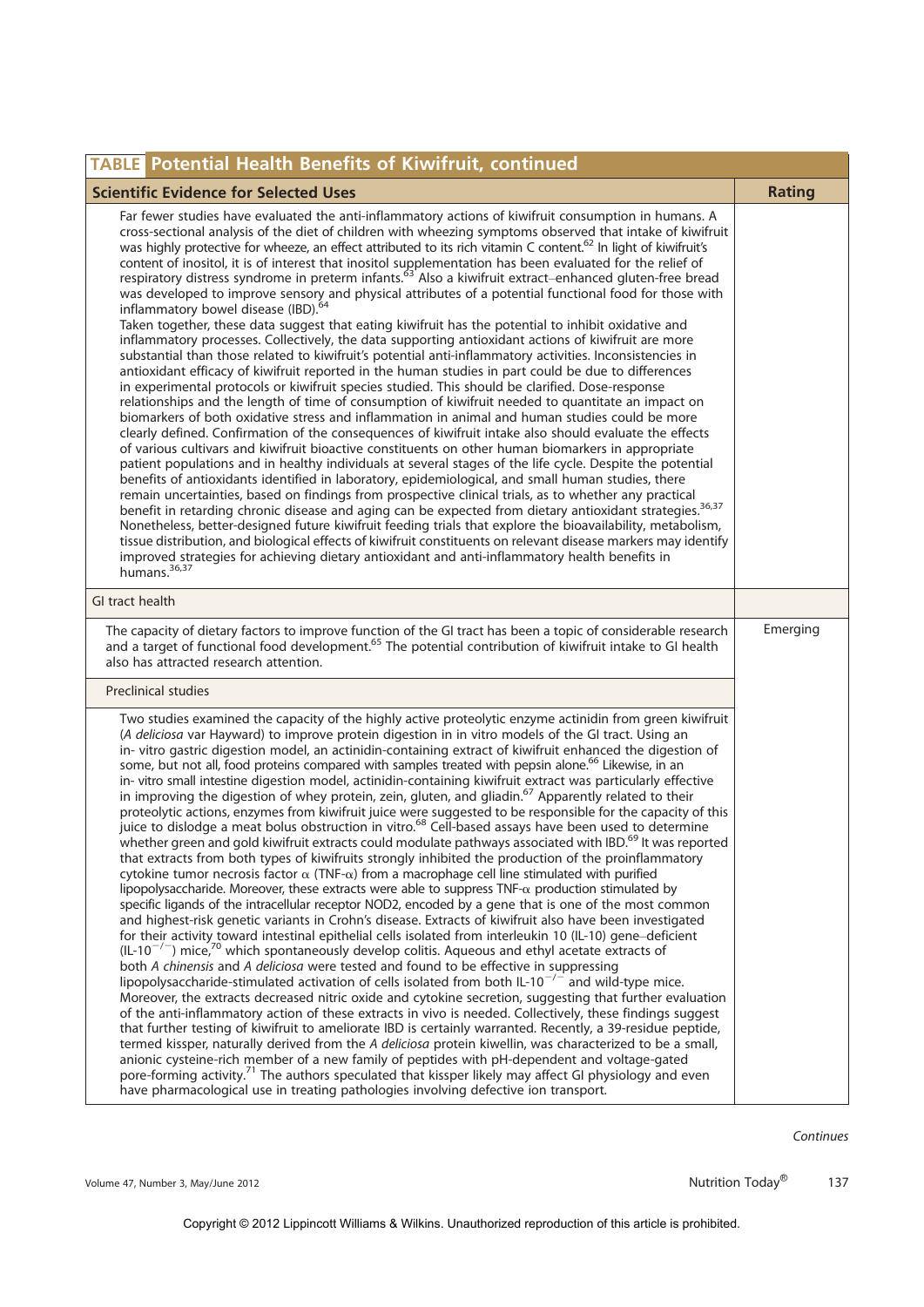**TABLE Potential Health Benefits of Kiwifruit, continued**

| Scientific Evidence for Selected Uses | Rating |
|---|---|
| Far fewer studies have evaluated the anti-inflammatory actions of kiwifruit consumption in humans. A cross-sectional analysis of the diet of children with wheezing symptoms observed that intake of kiwifruit was highly protective for wheeze, an effect attributed to its rich vitamin C content.[62] In light of kiwifruit's content of inositol, it is of interest that inositol supplementation has been evaluated for the relief of respiratory distress syndrome in preterm infants.[63] Also a kiwifruit extract–enhanced gluten-free bread was developed to improve sensory and physical attributes of a potential functional food for those with inflammatory bowel disease (IBD).[64] <br>Taken together, these data suggest that eating kiwifruit has the potential to inhibit oxidative and inflammatory processes. Collectively, the data supporting antioxidant actions of kiwifruit are more substantial than those related to kiwifruit's potential anti-inflammatory activities. Inconsistencies in antioxidant efficacy of kiwifruit reported in the human studies in part could be due to differences in experimental protocols or kiwifruit species studied. This should be clarified. Dose-response relationships and the length of time of consumption of kiwifruit needed to quantitate an impact on biomarkers of both oxidative stress and inflammation in animal and human studies could be more clearly defined. Confirmation of the consequences of kiwifruit intake also should evaluate the effects of various cultivars and kiwifruit bioactive constituents on other human biomarkers in appropriate patient populations and in healthy individuals at several stages of the life cycle. Despite the potential benefits of antioxidants identified in laboratory, epidemiological, and small human studies, there remain uncertainties, based on findings from prospective clinical trials, as to whether any practical benefit in retarding chronic disease and aging can be expected from dietary antioxidant strategies.[36,37] Nonetheless, better-designed future kiwifruit feeding trials that explore the bioavailability, metabolism, tissue distribution, and biological effects of kiwifruit constituents on relevant disease markers may identify improved strategies for achieving dietary antioxidant and anti-inflammatory health benefits in humans.[36,37] | |
| GI tract health | |
| The capacity of dietary factors to improve function of the GI tract has been a topic of considerable research and a target of functional food development.[65] The potential contribution of kiwifruit intake to GI health also has attracted research attention. | Emerging |
| Preclinical studies | |
| Two studies examined the capacity of the highly active proteolytic enzyme actinidin from green kiwifruit (*A deliciosa* var Hayward) to improve protein digestion in in vitro models of the GI tract. Using an in- vitro gastric digestion model, an actinidin-containing extract of kiwifruit enhanced the digestion of some, but not all, food proteins compared with samples treated with pepsin alone.[66] Likewise, in an in- vitro small intestine digestion model, actinidin-containing kiwifruit extract was particularly effective in improving the digestion of whey protein, zein, gluten, and gliadin.[67] Apparently related to their proteolytic actions, enzymes from kiwifruit juice were suggested to be responsible for the capacity of this juice to dislodge a meat bolus obstruction in vitro.[68] Cell-based assays have been used to determine whether green and gold kiwifruit extracts could modulate pathways associated with IBD.[69] It was reported that extracts from both types of kiwifruits strongly inhibited the production of the proinflammatory cytokine tumor necrosis factor $\alpha$ (TNF-$\alpha$) from a macrophage cell line stimulated with purified lipopolysaccharide. Moreover, these extracts were able to suppress TNF-$\alpha$ production stimulated by specific ligands of the intracellular receptor NOD2, encoded by a gene that is one of the most common and highest-risk genetic variants in Crohn's disease. Extracts of kiwifruit also have been investigated for their activity toward intestinal epithelial cells isolated from interleukin 10 (IL-10) gene–deficient (IL-10$^{-/-}$) mice,[70] which spontaneously develop colitis. Aqueous and ethyl acetate extracts of both *A chinensis* and *A deliciosa* were tested and found to be effective in suppressing lipopolysaccharide-stimulated activation of cells isolated from both IL-10$^{-/-}$ and wild-type mice. Moreover, the extracts decreased nitric oxide and cytokine secretion, suggesting that further evaluation of the anti-inflammatory action of these extracts in vivo is needed. Collectively, these findings suggest that further testing of kiwifruit to ameliorate IBD is certainly warranted. Recently, a 39-residue peptide, termed kissper, naturally derived from the *A deliciosa* protein kiwellin, was characterized to be a small, anionic cysteine-rich member of a new family of peptides with pH-dependent and voltage-gated pore-forming activity.[71] The authors speculated that kissper likely may affect GI physiology and even have pharmacological use in treating pathologies involving defective ion transport. | |

*Continues*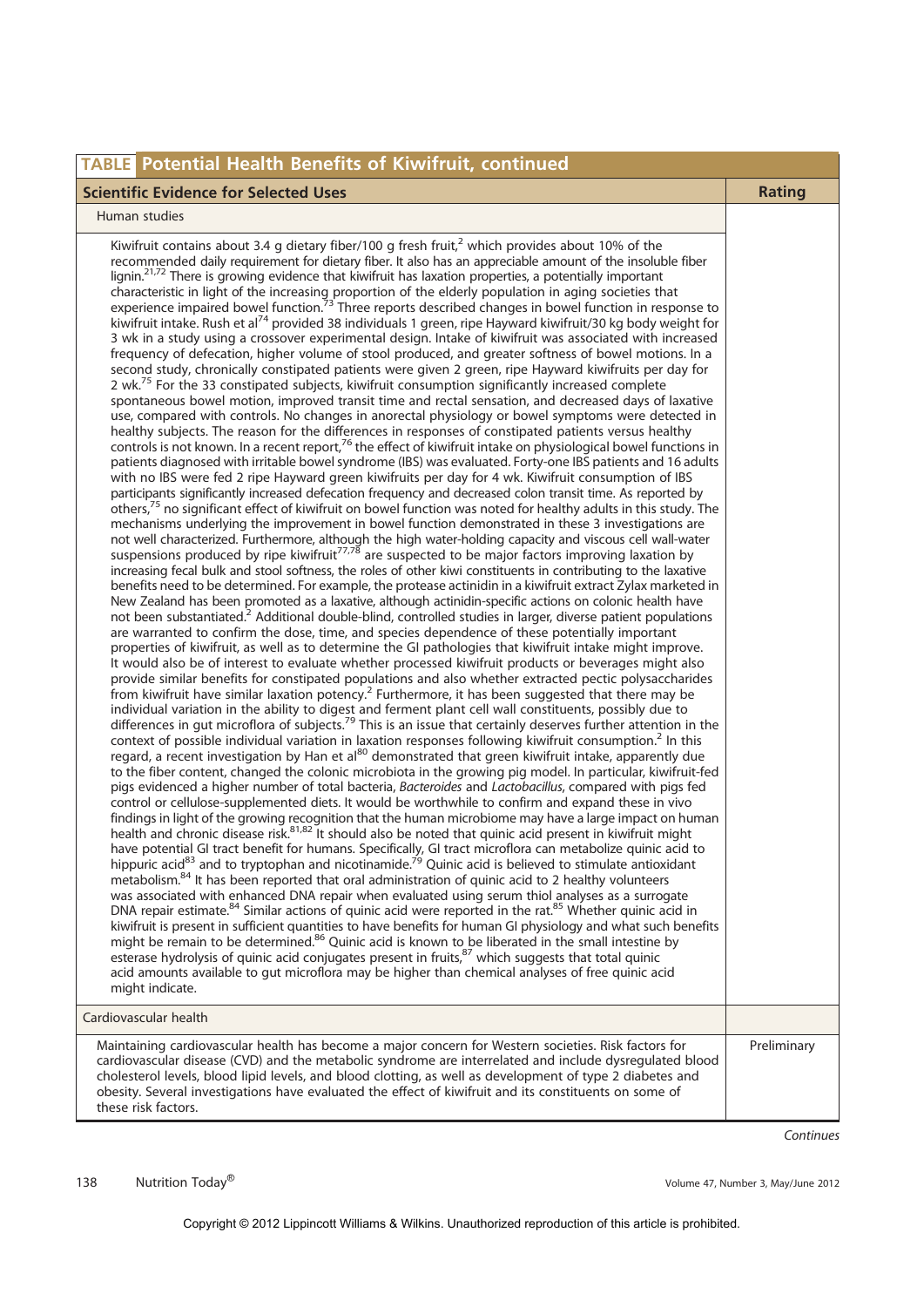**TABLE Potential Health Benefits of Kiwifruit, continued**

| Scientific Evidence for Selected Uses | Rating |
|---|---|
| Human studies | |
| Kiwifruit contains about 3.4 g dietary fiber/100 g fresh fruit,[2] which provides about 10% of the recommended daily requirement for dietary fiber. It also has an appreciable amount of the insoluble fiber lignin.[21,72] There is growing evidence that kiwifruit has laxation properties, a potentially important characteristic in light of the increasing proportion of the elderly population in aging societies that experience impaired bowel function.[73] Three reports described changes in bowel function in response to kiwifruit intake. Rush et al[74] provided 38 individuals 1 green, ripe Hayward kiwifruit/30 kg body weight for 3 wk in a study using a crossover experimental design. Intake of kiwifruit was associated with increased frequency of defecation, higher volume of stool produced, and greater softness of bowel motions. In a second study, chronically constipated patients were given 2 green, ripe Hayward kiwifruits per day for 2 wk.[75] For the 33 constipated subjects, kiwifruit consumption significantly increased complete spontaneous bowel motion, improved transit time and rectal sensation, and decreased days of laxative use, compared with controls. No changes in anorectal physiology or bowel symptoms were detected in healthy subjects. The reason for the differences in responses of constipated patients versus healthy controls is not known. In a recent report,[76] the effect of kiwifruit intake on physiological bowel functions in patients diagnosed with irritable bowel syndrome (IBS) was evaluated. Forty-one IBS patients and 16 adults with no IBS were fed 2 ripe Hayward green kiwifruits per day for 4 wk. Kiwifruit consumption of IBS participants significantly increased defecation frequency and decreased colon transit time. As reported by others,[75] no significant effect of kiwifruit on bowel function was noted for healthy adults in this study. The mechanisms underlying the improvement in bowel function demonstrated in these 3 investigations are not well characterized. Furthermore, although the high water-holding capacity and viscous cell wall-water suspensions produced by ripe kiwifruit[77,78] are suspected to be major factors improving laxation by increasing fecal bulk and stool softness, the roles of other kiwi constituents in contributing to the laxative benefits need to be determined. For example, the protease actinidin in a kiwifruit extract Zylax marketed in New Zealand has been promoted as a laxative, although actinidin-specific actions on colonic health have not been substantiated.[2] Additional double-blind, controlled studies in larger, diverse patient populations are warranted to confirm the dose, time, and species dependence of these potentially important properties of kiwifruit, as well as to determine the GI pathologies that kiwifruit intake might improve. It would also be of interest to evaluate whether processed kiwifruit products or beverages might also provide similar benefits for constipated populations and also whether extracted pectic polysaccharides from kiwifruit have similar laxation potency.[2] Furthermore, it has been suggested that there may be individual variation in the ability to digest and ferment plant cell wall constituents, possibly due to differences in gut microflora of subjects.[79] This is an issue that certainly deserves further attention in the context of possible individual variation in laxation responses following kiwifruit consumption.[2] In this regard, a recent investigation by Han et al[80] demonstrated that green kiwifruit intake, apparently due to the fiber content, changed the colonic microbiota in the growing pig model. In particular, kiwifruit-fed pigs evidenced a higher number of total bacteria, *Bacteroides* and *Lactobacillus*, compared with pigs fed control or cellulose-supplemented diets. It would be worthwhile to confirm and expand these in vivo findings in light of the growing recognition that the human microbiome may have a large impact on human health and chronic disease risk.[81,82] It should also be noted that quinic acid present in kiwifruit might have potential GI tract benefit for humans. Specifically, GI tract microflora can metabolize quinic acid to hippuric acid[83] and to tryptophan and nicotinamide.[79] Quinic acid is believed to stimulate antioxidant metabolism.[84] It has been reported that oral administration of quinic acid to 2 healthy volunteers was associated with enhanced DNA repair when evaluated using serum thiol analyses as a surrogate DNA repair estimate.[84] Similar actions of quinic acid were reported in the rat.[85] Whether quinic acid in kiwifruit is present in sufficient quantities to have benefits for human GI physiology and what such benefits might be remain to be determined.[86] Quinic acid is known to be liberated in the small intestine by esterase hydrolysis of quinic acid conjugates present in fruits,[87] which suggests that total quinic acid amounts available to gut microflora may be higher than chemical analyses of free quinic acid might indicate. | |
| Cardiovascular health | |
| Maintaining cardiovascular health has become a major concern for Western societies. Risk factors for cardiovascular disease (CVD) and the metabolic syndrome are interrelated and include dysregulated blood cholesterol levels, blood lipid levels, and blood clotting, as well as development of type 2 diabetes and obesity. Several investigations have evaluated the effect of kiwifruit and its constituents on some of these risk factors. | Preliminary |

*Continues*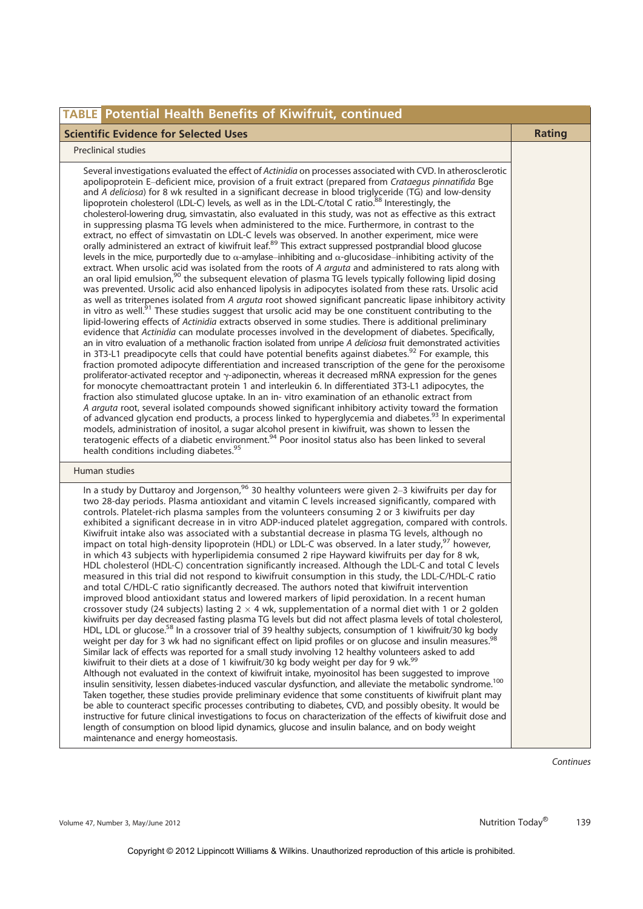| TABLE Potential Health Benefits of Kiwifruit, continued | |
|---|---|
| **Scientific Evidence for Selected Uses** | **Rating** |
| Preclinical studies | |
| Several investigations evaluated the effect of *Actinidia* on processes associated with CVD. In atherosclerotic apolipoprotein E–deficient mice, provision of a fruit extract (prepared from *Crataegus pinnatifida* Bge and *A deliciosa*) for 8 wk resulted in a significant decrease in blood triglyceride (TG) and low-density lipoprotein cholesterol (LDL-C) levels, as well as in the LDL-C/total C ratio.[88] Interestingly, the cholesterol-lowering drug, simvastatin, also evaluated in this study, was not as effective as this extract in suppressing plasma TG levels when administered to the mice. Furthermore, in contrast to the extract, no effect of simvastatin on LDL-C levels was observed. In another experiment, mice were orally administered an extract of kiwifruit leaf.[89] This extract suppressed postprandial blood glucose levels in the mice, purportedly due to α-amylase–inhibiting and α-glucosidase–inhibiting activity of the extract. When ursolic acid was isolated from the roots of *A arguta* and administered to rats along with an oral lipid emulsion,[90] the subsequent elevation of plasma TG levels typically following lipid dosing was prevented. Ursolic acid also enhanced lipolysis in adipocytes isolated from these rats. Ursolic acid as well as triterpenes isolated from *A arguta* root showed significant pancreatic lipase inhibitory activity in vitro as well.[91] These studies suggest that ursolic acid may be one constituent contributing to the lipid-lowering effects of *Actinidia* extracts observed in some studies. There is additional preliminary evidence that *Actinidia* can modulate processes involved in the development of diabetes. Specifically, an in vitro evaluation of a methanolic fraction isolated from unripe *A deliciosa* fruit demonstrated activities in 3T3-L1 preadipocyte cells that could have potential benefits against diabetes.[92] For example, this fraction promoted adipocyte differentiation and increased transcription of the gene for the peroxisome proliferator-activated receptor and γ-adiponectin, whereas it decreased mRNA expression for the genes for monocyte chemoattractant protein 1 and interleukin 6. In differentiated 3T3-L1 adipocytes, the fraction also stimulated glucose uptake. In an in- vitro examination of an ethanolic extract from *A arguta* root, several isolated compounds showed significant inhibitory activity toward the formation of advanced glycation end products, a process linked to hyperglycemia and diabetes.[93] In experimental models, administration of inositol, a sugar alcohol present in kiwifruit, was shown to lessen the teratogenic effects of a diabetic environment.[94] Poor inositol status also has been linked to several health conditions including diabetes.[95] | |
| Human studies | |
| In a study by Duttaroy and Jorgenson,[96] 30 healthy volunteers were given 2–3 kiwifruits per day for two 28-day periods. Plasma antioxidant and vitamin C levels increased significantly, compared with controls. Platelet-rich plasma samples from the volunteers consuming 2 or 3 kiwifruits per day exhibited a significant decrease in in vitro ADP-induced platelet aggregation, compared with controls. Kiwifruit intake also was associated with a substantial decrease in plasma TG levels, although no impact on total high-density lipoprotein (HDL) or LDL-C was observed. In a later study,[97] however, in which 43 subjects with hyperlipidemia consumed 2 ripe Hayward kiwifruits per day for 8 wk, HDL cholesterol (HDL-C) concentration significantly increased. Although the LDL-C and total C levels measured in this trial did not respond to kiwifruit consumption in this study, the LDL-C/HDL-C ratio and total C/HDL-C ratio significantly decreased. The authors noted that kiwifruit intervention improved blood antioxidant status and lowered markers of lipid peroxidation. In a recent human crossover study (24 subjects) lasting 2 × 4 wk, supplementation of a normal diet with 1 or 2 golden kiwifruits per day decreased fasting plasma TG levels but did not affect plasma levels of total cholesterol, HDL, LDL or glucose.[58] In a crossover trial of 39 healthy subjects, consumption of 1 kiwifruit/30 kg body weight per day for 3 wk had no significant effect on lipid profiles or on glucose and insulin measures.[98] Similar lack of effects was reported for a small study involving 12 healthy volunteers asked to add kiwifruit to their diets at a dose of 1 kiwifruit/30 kg body weight per day for 9 wk.[99] Although not evaluated in the context of kiwifruit intake, myoinositol has been suggested to improve insulin sensitivity, lessen diabetes-induced vascular dysfunction, and alleviate the metabolic syndrome.[100] Taken together, these studies provide preliminary evidence that some constituents of kiwifruit plant may be able to counteract specific processes contributing to diabetes, CVD, and possibly obesity. It would be instructive for future clinical investigations to focus on characterization of the effects of kiwifruit dose and length of consumption on blood lipid dynamics, glucose and insulin balance, and on body weight maintenance and energy homeostasis. | |

*Continues*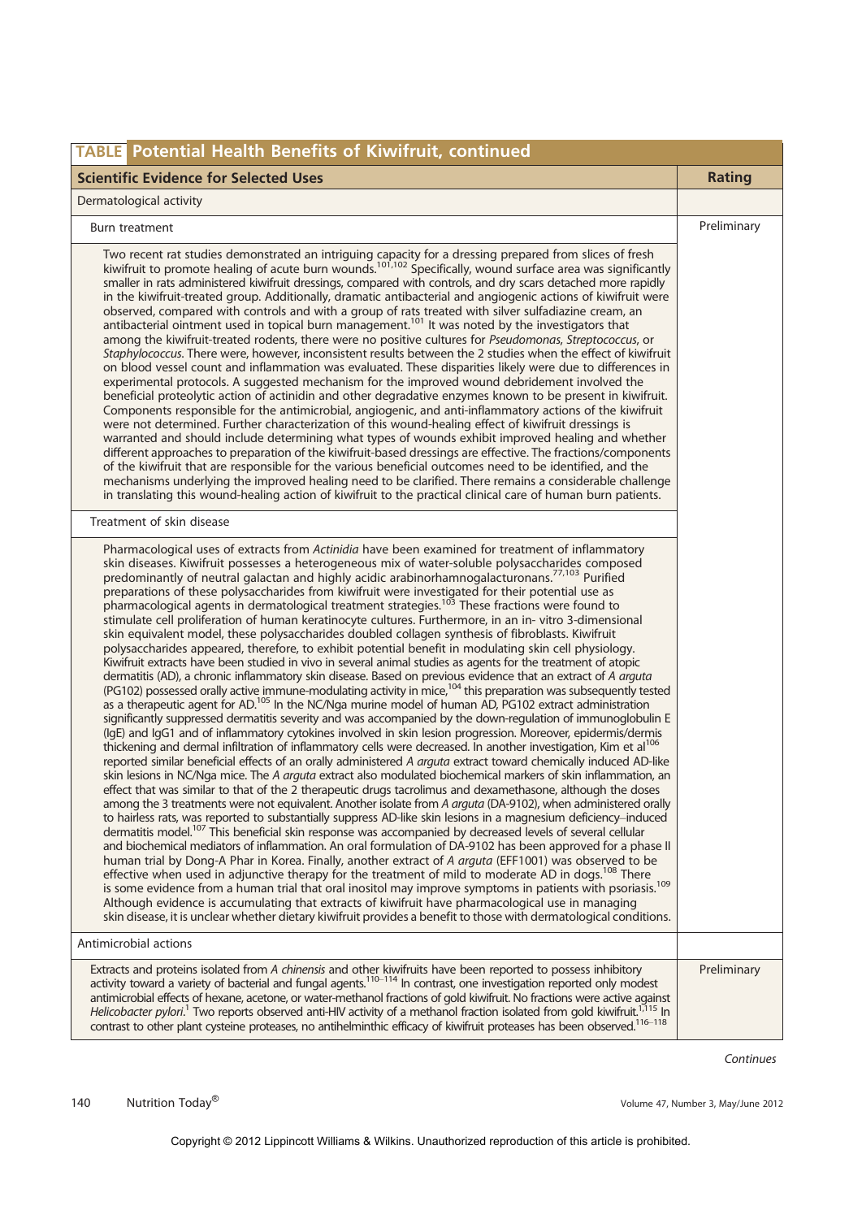| **TABLE Potential Health Benefits of Kiwifruit, continued** | |
|---|---|
| **Scientific Evidence for Selected Uses** | **Rating** |
| Dermatological activity | |
| Burn treatment | Preliminary |
| Two recent rat studies demonstrated an intriguing capacity for a dressing prepared from slices of fresh kiwifruit to promote healing of acute burn wounds.[101,102] Specifically, wound surface area was significantly smaller in rats administered kiwifruit dressings, compared with controls, and dry scars detached more rapidly in the kiwifruit-treated group. Additionally, dramatic antibacterial and angiogenic actions of kiwifruit were observed, compared with controls and with a group of rats treated with silver sulfadiazine cream, an antibacterial ointment used in topical burn management.[101] It was noted by the investigators that among the kiwifruit-treated rodents, there were no positive cultures for *Pseudomonas*, *Streptococcus*, or *Staphylococcus*. There were, however, inconsistent results between the 2 studies when the effect of kiwifruit on blood vessel count and inflammation was evaluated. These disparities likely were due to differences in experimental protocols. A suggested mechanism for the improved wound debridement involved the beneficial proteolytic action of actinidin and other degradative enzymes known to be present in kiwifruit. Components responsible for the antimicrobial, angiogenic, and anti-inflammatory actions of the kiwifruit were not determined. Further characterization of this wound-healing effect of kiwifruit dressings is warranted and should include determining what types of wounds exhibit improved healing and whether different approaches to preparation of the kiwifruit-based dressings are effective. The fractions/components of the kiwifruit that are responsible for the various beneficial outcomes need to be identified, and the mechanisms underlying the improved healing need to be clarified. There remains a considerable challenge in translating this wound-healing action of kiwifruit to the practical clinical care of human burn patients. | |
| Treatment of skin disease | |
| Pharmacological uses of extracts from *Actinidia* have been examined for treatment of inflammatory skin diseases. Kiwifruit possesses a heterogeneous mix of water-soluble polysaccharides composed predominantly of neutral galactan and highly acidic arabinorhamnogalacturonans.[77,103] Purified preparations of these polysaccharides from kiwifruit were investigated for their potential use as pharmacological agents in dermatological treatment strategies.[103] These fractions were found to stimulate cell proliferation of human keratinocyte cultures. Furthermore, in an in- vitro 3-dimensional skin equivalent model, these polysaccharides doubled collagen synthesis of fibroblasts. Kiwifruit polysaccharides appeared, therefore, to exhibit potential benefit in modulating skin cell physiology. Kiwifruit extracts have been studied in vivo in several animal studies as agents for the treatment of atopic dermatitis (AD), a chronic inflammatory skin disease. Based on previous evidence that an extract of *A arguta* (PG102) possessed orally active immune-modulating activity in mice,[104] this preparation was subsequently tested as a therapeutic agent for AD.[105] In the NC/Nga murine model of human AD, PG102 extract administration significantly suppressed dermatitis severity and was accompanied by the down-regulation of immunoglobulin E (IgE) and IgG1 and of inflammatory cytokines involved in skin lesion progression. Moreover, epidermis/dermis thickening and dermal infiltration of inflammatory cells were decreased. In another investigation, Kim et al[106] reported similar beneficial effects of an orally administered *A arguta* extract toward chemically induced AD-like skin lesions in NC/Nga mice. The *A arguta* extract also modulated biochemical markers of skin inflammation, an effect that was similar to that of the 2 therapeutic drugs tacrolimus and dexamethasone, although the doses among the 3 treatments were not equivalent. Another isolate from *A arguta* (DA-9102), when administered orally to hairless rats, was reported to substantially suppress AD-like skin lesions in a magnesium deficiency–induced dermatitis model.[107] This beneficial skin response was accompanied by decreased levels of several cellular and biochemical mediators of inflammation. An oral formulation of DA-9102 has been approved for a phase II human trial by Dong-A Phar in Korea. Finally, another extract of *A arguta* (EFF1001) was observed to be effective when used in adjunctive therapy for the treatment of mild to moderate AD in dogs.[108] There is some evidence from a human trial that oral inositol may improve symptoms in patients with psoriasis.[109] Although evidence is accumulating that extracts of kiwifruit have pharmacological use in managing skin disease, it is unclear whether dietary kiwifruit provides a benefit to those with dermatological conditions. | |
| Antimicrobial actions | |
| Extracts and proteins isolated from *A chinensis* and other kiwifruits have been reported to possess inhibitory activity toward a variety of bacterial and fungal agents.[110–114] In contrast, one investigation reported only modest antimicrobial effects of hexane, acetone, or water-methanol fractions of gold kiwifruit. No fractions were active against *Helicobacter pylori*.[1] Two reports observed anti-HIV activity of a methanol fraction isolated from gold kiwifruit.[1,115] In contrast to other plant cysteine proteases, no antihelminthic efficacy of kiwifruit proteases has been observed.[116–118] | Preliminary |

*Continues*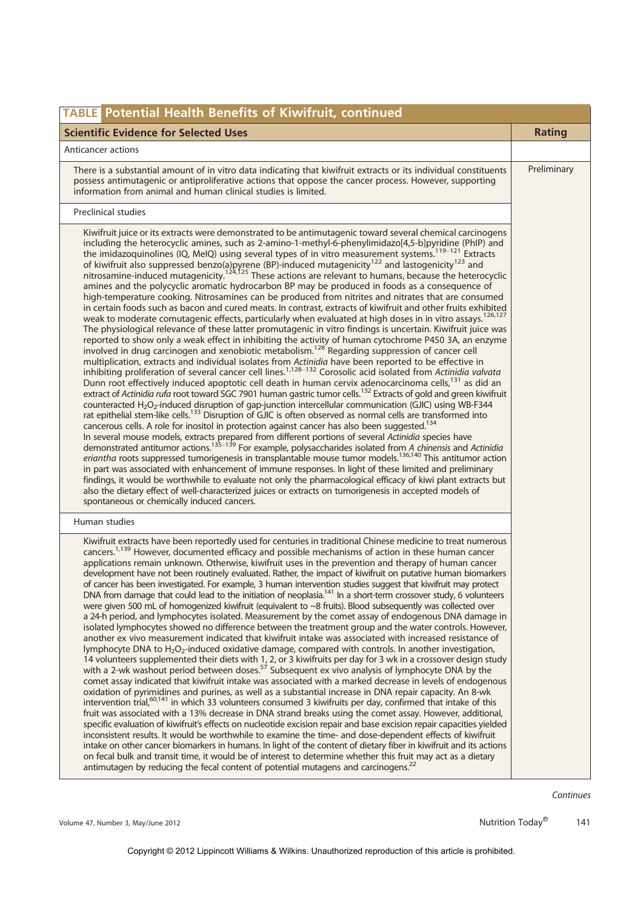| TABLE Potential Health Benefits of Kiwifruit, continued | |
|---|---|
| **Scientific Evidence for Selected Uses** | **Rating** |
| Anticancer actions | |
| There is a substantial amount of in vitro data indicating that kiwifruit extracts or its individual constituents possess antimutagenic or antiproliferative actions that oppose the cancer process. However, supporting information from animal and human clinical studies is limited. | Preliminary |
| Preclinical studies | |
| Kiwifruit juice or its extracts were demonstrated to be antimutagenic toward several chemical carcinogens including the heterocyclic amines, such as 2-amino-1-methyl-6-phenylimidazo[4,5-b]pyridine (PhIP) and the imidazoquinolines (IQ, MeIQ) using several types of in vitro measurement systems.[119–121] Extracts of kiwifruit also suppressed benzo(a)pyrene (BP)-induced mutagenicity[122] and lastogenicity[123] and nitrosamine-induced mutagenicity.[124,125] These actions are relevant to humans, because the heterocyclic amines and the polycyclic aromatic hydrocarbon BP may be produced in foods as a consequence of high-temperature cooking. Nitrosamines can be produced from nitrites and nitrates that are consumed in certain foods such as bacon and cured meats. In contrast, extracts of kiwifruit and other fruits exhibited weak to moderate comutagenic effects, particularly when evaluated at high doses in in vitro assays.[126,127] The physiological relevance of these latter promutagenic in vitro findings is uncertain. Kiwifruit juice was reported to show only a weak effect in inhibiting the activity of human cytochrome P450 3A, an enzyme involved in drug carcinogen and xenobiotic metabolism.[128] Regarding suppression of cancer cell multiplication, extracts and individual isolates from *Actinidia* have been reported to be effective in inhibiting proliferation of several cancer cell lines.[1,128–132] Corosolic acid isolated from *Actinidia valvata* Dunn root effectively induced apoptotic cell death in human cervix adenocarcinoma cells,[131] as did an extract of *Actinidia rufa* root toward SGC 7901 human gastric tumor cells.[132] Extracts of gold and green kiwifruit counteracted $H_2O_2$-induced disruption of gap-junction intercellular communication (GJIC) using WB-F344 rat epithelial stem-like cells.[133] Disruption of GJIC is often observed as normal cells are transformed into cancerous cells. A role for inositol in protection against cancer has also been suggested.[134] In several mouse models, extracts prepared from different portions of several *Actinidia* species have demonstrated antitumor actions.[135–139] For example, polysaccharides isolated from *A chinensis* and *Actinidia eriantha* roots suppressed tumorigenesis in transplantable mouse tumor models.[136,140] This antitumor action in part was associated with enhancement of immune responses. In light of these limited and preliminary findings, it would be worthwhile to evaluate not only the pharmacological efficacy of kiwi plant extracts but also the dietary effect of well-characterized juices or extracts on tumorigenesis in accepted models of spontaneous or chemically induced cancers. | |
| Human studies | |
| Kiwifruit extracts have been reportedly used for centuries in traditional Chinese medicine to treat numerous cancers.[1,139] However, documented efficacy and possible mechanisms of action in these human cancer applications remain unknown. Otherwise, kiwifruit uses in the prevention and therapy of human cancer development have not been routinely evaluated. Rather, the impact of kiwifruit on putative human biomarkers of cancer has been investigated. For example, 3 human intervention studies suggest that kiwifruit may protect DNA from damage that could lead to the initiation of neoplasia.[141] In a short-term crossover study, 6 volunteers were given 500 mL of homogenized kiwifruit (equivalent to ~8 fruits). Blood subsequently was collected over a 24-h period, and lymphocytes isolated. Measurement by the comet assay of endogenous DNA damage in isolated lymphocytes showed no difference between the treatment group and the water controls. However, another ex vivo measurement indicated that kiwifruit intake was associated with increased resistance of lymphocyte DNA to $H_2O_2$-induced oxidative damage, compared with controls. In another investigation, 14 volunteers supplemented their diets with 1, 2, or 3 kiwifruits per day for 3 wk in a crossover design study with a 2-wk washout period between doses.[57] Subsequent ex vivo analysis of lymphocyte DNA by the comet assay indicated that kiwifruit intake was associated with a marked decrease in levels of endogenous oxidation of pyrimidines and purines, as well as a substantial increase in DNA repair capacity. An 8-wk intervention trial,[60,141] in which 33 volunteers consumed 3 kiwifruits per day, confirmed that intake of this fruit was associated with a 13% decrease in DNA strand breaks using the comet assay. However, additional, specific evaluation of kiwifruit's effects on nucleotide excision repair and base excision repair capacities yielded inconsistent results. It would be worthwhile to examine the time- and dose-dependent effects of kiwifruit intake on other cancer biomarkers in humans. In light of the content of dietary fiber in kiwifruit and its actions on fecal bulk and transit time, it would be of interest to determine whether this fruit may act as a dietary antimutagen by reducing the fecal content of potential mutagens and carcinogens.[22] | |

*Continues*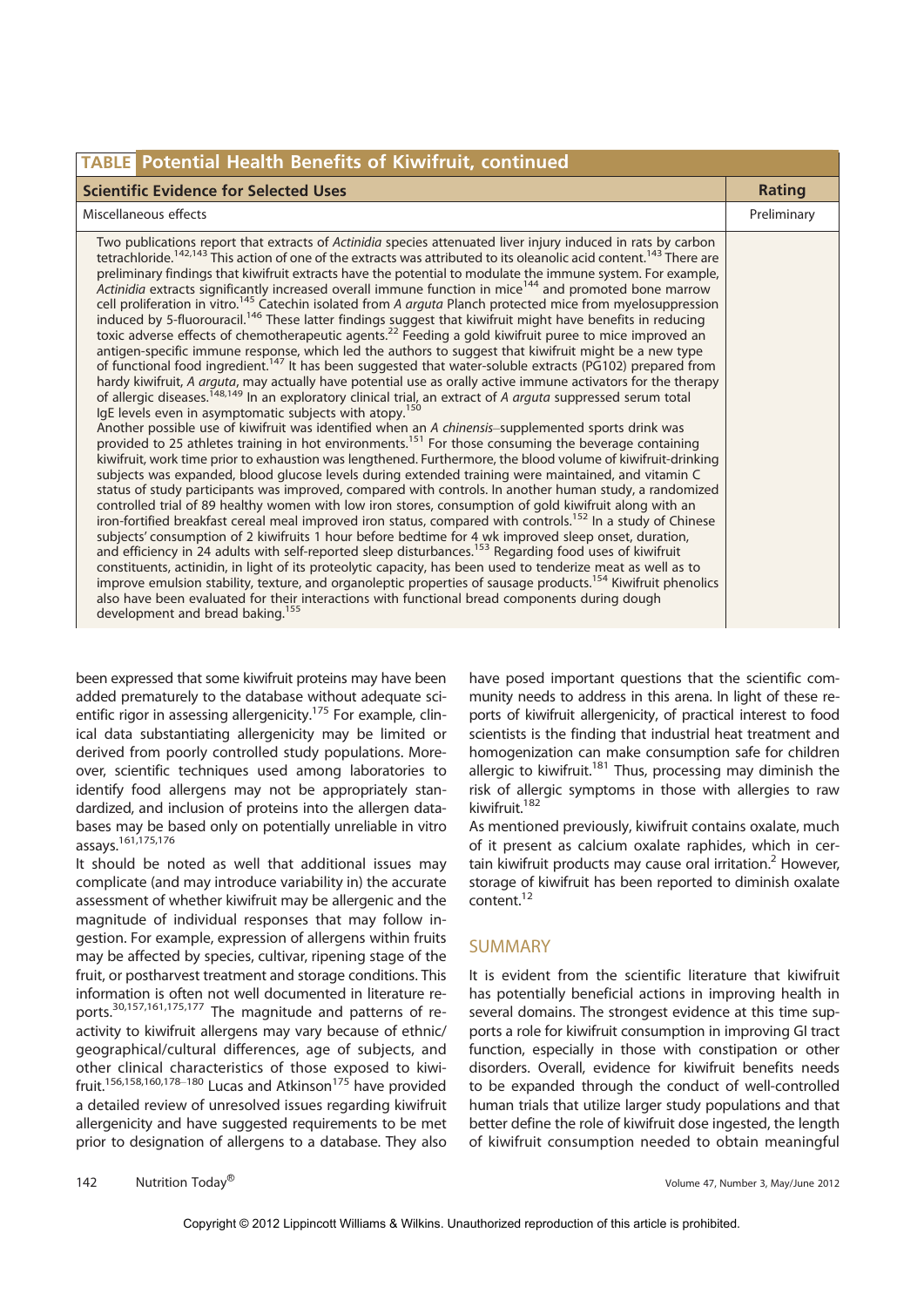| TABLE Potential Health Benefits of Kiwifruit, continued | |
|---|---|
| **Scientific Evidence for Selected Uses** | **Rating** |
| Miscellaneous effects | Preliminary |
| Two publications report that extracts of *Actinidia* species attenuated liver injury induced in rats by carbon tetrachloride.[142,143] This action of one of the extracts was attributed to its oleanolic acid content.[143] There are preliminary findings that kiwifruit extracts have the potential to modulate the immune system. For example, *Actinidia* extracts significantly increased overall immune function in mice[144] and promoted bone marrow cell proliferation in vitro.[145] Catechin isolated from *A arguta* Planch protected mice from myelosuppression induced by 5-fluorouracil.[146] These latter findings suggest that kiwifruit might have benefits in reducing toxic adverse effects of chemotherapeutic agents.[22] Feeding a gold kiwifruit puree to mice improved an antigen-specific immune response, which led the authors to suggest that kiwifruit might be a new type of functional food ingredient.[147] It has been suggested that water-soluble extracts (PG102) prepared from hardy kiwifruit, *A arguta*, may actually have potential use as orally active immune activators for the therapy of allergic diseases.[148,149] In an exploratory clinical trial, an extract of *A arguta* suppressed serum total IgE levels even in asymptomatic subjects with atopy.[150] Another possible use of kiwifruit was identified when an *A chinensis*–supplemented sports drink was provided to 25 athletes training in hot environments.[151] For those consuming the beverage containing kiwifruit, work time prior to exhaustion was lengthened. Furthermore, the blood volume of kiwifruit-drinking subjects was expanded, blood glucose levels during extended training were maintained, and vitamin C status of study participants was improved, compared with controls. In another human study, a randomized controlled trial of 89 healthy women with low iron stores, consumption of gold kiwifruit along with an iron-fortified breakfast cereal meal improved iron status, compared with controls.[152] In a study of Chinese subjects' consumption of 2 kiwifruits 1 hour before bedtime for 4 wk improved sleep onset, duration, and efficiency in 24 adults with self-reported sleep disturbances.[153] Regarding food uses of kiwifruit constituents, actinidin, in light of its proteolytic capacity, has been used to tenderize meat as well as to improve emulsion stability, texture, and organoleptic properties of sausage products.[154] Kiwifruit phenolics also have been evaluated for their interactions with functional bread components during dough development and bread baking.[155] | |

been expressed that some kiwifruit proteins may have been added prematurely to the database without adequate scientific rigor in assessing allergenicity.[175] For example, clinical data substantiating allergenicity may be limited or derived from poorly controlled study populations. Moreover, scientific techniques used among laboratories to identify food allergens may not be appropriately standardized, and inclusion of proteins into the allergen databases may be based only on potentially unreliable in vitro assays.[161,175,176]

It should be noted as well that additional issues may complicate (and may introduce variability in) the accurate assessment of whether kiwifruit may be allergenic and the magnitude of individual responses that may follow ingestion. For example, expression of allergens within fruits may be affected by species, cultivar, ripening stage of the fruit, or postharvest treatment and storage conditions. This information is often not well documented in literature reports.[30,157,161,175,177] The magnitude and patterns of reactivity to kiwifruit allergens may vary because of ethnic/geographical/cultural differences, age of subjects, and other clinical characteristics of those exposed to kiwifruit.[156,158,160,178–180] Lucas and Atkinson[175] have provided a detailed review of unresolved issues regarding kiwifruit allergenicity and have suggested requirements to be met prior to designation of allergens to a database. They also have posed important questions that the scientific community needs to address in this arena. In light of these reports of kiwifruit allergenicity, of practical interest to food scientists is the finding that industrial heat treatment and homogenization can make consumption safe for children allergic to kiwifruit.[181] Thus, processing may diminish the risk of allergic symptoms in those with allergies to raw kiwifruit.[182]

As mentioned previously, kiwifruit contains oxalate, much of it present as calcium oxalate raphides, which in certain kiwifruit products may cause oral irritation.[2] However, storage of kiwifruit has been reported to diminish oxalate content.[12]

## SUMMARY

It is evident from the scientific literature that kiwifruit has potentially beneficial actions in improving health in several domains. The strongest evidence at this time supports a role for kiwifruit consumption in improving GI tract function, especially in those with constipation or other disorders. Overall, evidence for kiwifruit benefits needs to be expanded through the conduct of well-controlled human trials that utilize larger study populations and that better define the role of kiwifruit dose ingested, the length of kiwifruit consumption needed to obtain meaningful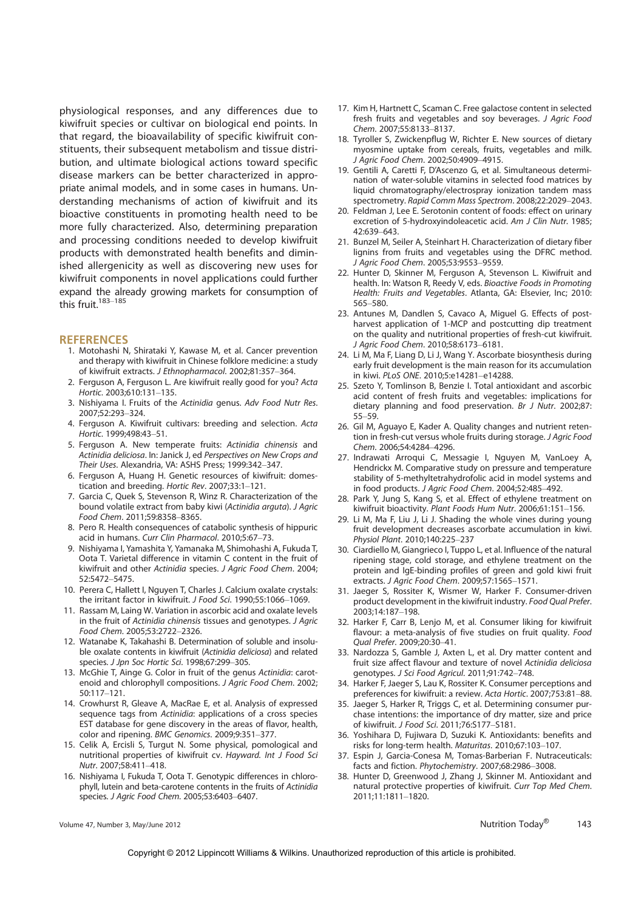physiological responses, and any differences due to kiwifruit species or cultivar on biological end points. In that regard, the bioavailability of specific kiwifruit constituents, their subsequent metabolism and tissue distribution, and ultimate biological actions toward specific disease markers can be better characterized in appropriate animal models, and in some cases in humans. Understanding mechanisms of action of kiwifruit and its bioactive constituents in promoting health need to be more fully characterized. Also, determining preparation and processing conditions needed to develop kiwifruit products with demonstrated health benefits and diminished allergenicity as well as discovering new uses for kiwifruit components in novel applications could further expand the already growing markets for consumption of this fruit.[183–185]

## REFERENCES

1. Motohashi N, Shirataki Y, Kawase M, et al. Cancer prevention and therapy with kiwifruit in Chinese folklore medicine: a study of kiwifruit extracts. *J Ethnopharmacol*. 2002;81:357–364.
2. Ferguson A, Ferguson L. Are kiwifruit really good for you? *Acta Hortic*. 2003;610:131–135.
3. Nishiyama I. Fruits of the *Actinidia* genus. *Adv Food Nutr Res*. 2007;52:293–324.
4. Ferguson A. Kiwifruit cultivars: breeding and selection. *Acta Hortic*. 1999;498:43–51.
5. Ferguson A. New temperate fruits: *Actinidia chinensis* and *Actinidia deliciosa*. In: Janick J, ed *Perspectives on New Crops and Their Uses*. Alexandria, VA: ASHS Press; 1999:342–347.
6. Ferguson A, Huang H. Genetic resources of kiwifruit: domestication and breeding. *Hortic Rev*. 2007;33:1–121.
7. Garcia C, Quek S, Stevenson R, Winz R. Characterization of the bound volatile extract from baby kiwi (*Actinidia arguta*). *J Agric Food Chem*. 2011;59:8358–8365.
8. Pero R. Health consequences of catabolic synthesis of hippuric acid in humans. *Curr Clin Pharmacol*. 2010;5:67–73.
9. Nishiyama I, Yamashita Y, Yamanaka M, Shimohashi A, Fukuda T, Oota T. Varietal difference in vitamin C content in the fruit of kiwifruit and other *Actinidia* species. *J Agric Food Chem*. 2004;52:5472–5475.
10. Perera C, Hallett I, Nguyen T, Charles J. Calcium oxalate crystals: the irritant factor in kiwifruit. *J Food Sci*. 1990;55:1066–1069.
11. Rassam M, Laing W. Variation in ascorbic acid and oxalate levels in the fruit of *Actinidia chinensis* tissues and genotypes. *J Agric Food Chem*. 2005;53:2722–2326.
12. Watanabe K, Takahashi B. Determination of soluble and insoluble oxalate contents in kiwifruit (*Actinidia deliciosa*) and related species. *J Jpn Soc Hortic Sci*. 1998;67:299–305.
13. McGhie T, Ainge G. Color in fruit of the genus *Actinidia*: carotenoid and chlorophyll compositions. *J Agric Food Chem*. 2002;50:117–121.
14. Crowhurst R, Gleave A, MacRae E, et al. Analysis of expressed sequence tags from *Actinidia*: applications of a cross species EST database for gene discovery in the areas of flavor, health, color and ripening. *BMC Genomics*. 2009;9:351–377.
15. Celik A, Ercisli S, Turgut N. Some physical, pomological and nutritional properties of kiwifruit cv. *Hayward*. *Int J Food Sci Nutr*. 2007;58:411–418.
16. Nishiyama I, Fukuda T, Oota T. Genotypic differences in chlorophyll, lutein and beta-carotene contents in the fruits of *Actinidia* species. *J Agric Food Chem*. 2005;53:6403–6407.
17. Kim H, Hartnett C, Scaman C. Free galactose content in selected fresh fruits and vegetables and soy beverages. *J Agric Food Chem*. 2007;55:8133–8137.
18. Tyroller S, Zwickenpflug W, Richter E. New sources of dietary myosmine uptake from cereals, fruits, vegetables and milk. *J Agric Food Chem*. 2002;50:4909–4915.
19. Gentili A, Caretti F, D'Ascenzo G, et al. Simultaneous determination of water-soluble vitamins in selected food matrices by liquid chromatography/electrospray ionization tandem mass spectrometry. *Rapid Comm Mass Spectrom*. 2008;22:2029–2043.
20. Feldman J, Lee E. Serotonin content of foods: effect on urinary excretion of 5-hydroxyindoleacetic acid. *Am J Clin Nutr*. 1985;42:639–643.
21. Bunzel M, Seiler A, Steinhart H. Characterization of dietary fiber lignins from fruits and vegetables using the DFRC method. *J Agric Food Chem*. 2005;53:9553–9559.
22. Hunter D, Skinner M, Ferguson A, Stevenson L. Kiwifruit and health. In: Watson R, Reedy V, eds. *Bioactive Foods in Promoting Health: Fruits and Vegetables*. Atlanta, GA: Elsevier, Inc; 2010:565–580.
23. Antunes M, Dandlen S, Cavaco A, Miguel G. Effects of postharvest application of 1-MCP and postcutting dip treatment on the quality and nutritional properties of fresh-cut kiwifruit. *J Agric Food Chem*. 2010;58:6173–6181.
24. Li M, Ma F, Liang D, Li J, Wang Y. Ascorbate biosynthesis during early fruit development is the main reason for its accumulation in kiwi. *PLoS ONE*. 2010;5:e14281–e14288.
25. Szeto Y, Tomlinson B, Benzie I. Total antioxidant and ascorbic acid content of fresh fruits and vegetables: implications for dietary planning and food preservation. *Br J Nutr*. 2002;87:55–59.
26. Gil M, Aguayo E, Kader A. Quality changes and nutrient retention in fresh-cut versus whole fruits during storage. *J Agric Food Chem*. 2006;54:4284–4296.
27. Indrawati Arroqui C, Messagie I, Nguyen M, VanLoey A, Hendrickx M. Comparative study on pressure and temperature stability of 5-methyltetrahydrofolic acid in model systems and in food products. *J Agric Food Chem*. 2004;52:485–492.
28. Park Y, Jung S, Kang S, et al. Effect of ethylene treatment on kiwifruit bioactivity. *Plant Foods Hum Nutr*. 2006;61:151–156.
29. Li M, Ma F, Liu J, Li J. Shading the whole vines during young fruit development decreases ascorbate accumulation in kiwi. *Physiol Plant*. 2010;140:225–237
30. Ciardiello M, Giangrieco I, Tuppo L, et al. Influence of the natural ripening stage, cold storage, and ethylene treatment on the protein and IgE-binding profiles of green and gold kiwi fruit extracts. *J Agric Food Chem*. 2009;57:1565–1571.
31. Jaeger S, Rossiter K, Wismer W, Harker F. Consumer-driven product development in the kiwifruit industry. *Food Qual Prefer*. 2003;14:187–198.
32. Harker F, Carr B, Lenjo M, et al. Consumer liking for kiwifruit flavour: a meta-analysis of five studies on fruit quality. *Food Qual Prefer*. 2009;20:30–41.
33. Nardozza S, Gamble J, Axten L, et al. Dry matter content and fruit size affect flavour and texture of novel *Actinidia deliciosa* genotypes. *J Sci Food Agricul*. 2011;91:742–748.
34. Harker F, Jaeger S, Lau K, Rossiter K. Consumer perceptions and preferences for kiwifruit: a review. *Acta Hortic*. 2007;753:81–88.
35. Jaeger S, Harker R, Triggs C, et al. Determining consumer purchase intentions: the importance of dry matter, size and price of kiwifruit. *J Food Sci*. 2011;76:S177–S181.
36. Yoshihara D, Fujiwara D, Suzuki K. Antioxidants: benefits and risks for long-term health. *Maturitas*. 2010;67:103–107.
37. Espin J, Garcia-Conesa M, Tomas-Barberian F. Nutraceuticals: facts and fiction. *Phytochemistry*. 2007;68:2986–3008.
38. Hunter D, Greenwood J, Zhang J, Skinner M. Antioxidant and natural protective properties of kiwifruit. *Curr Top Med Chem*. 2011;11:1811–1820.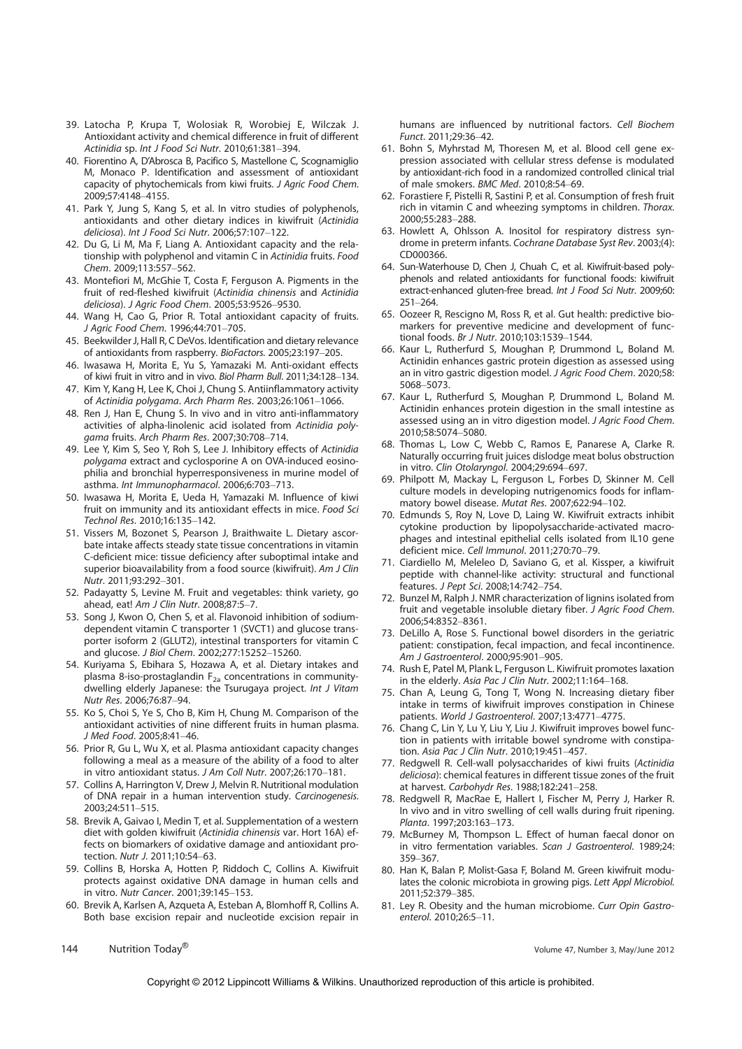39. Latocha P, Krupa T, Wolosiak R, Worobiej E, Wilczak J. Antioxidant activity and chemical difference in fruit of different *Actinidia* sp. *Int J Food Sci Nutr*. 2010;61:381–394.
40. Fiorentino A, D'Abrosca B, Pacifico S, Mastellone C, Scognamiglio M, Monaco P. Identification and assessment of antioxidant capacity of phytochemicals from kiwi fruits. *J Agric Food Chem*. 2009;57:4148–4155.
41. Park Y, Jung S, Kang S, et al. In vitro studies of polyphenols, antioxidants and other dietary indices in kiwifruit (*Actinidia deliciosa*). *Int J Food Sci Nutr*. 2006;57:107–122.
42. Du G, Li M, Ma F, Liang A. Antioxidant capacity and the relationship with polyphenol and vitamin C in *Actinidia* fruits. *Food Chem*. 2009;113:557–562.
43. Montefiori M, McGhie T, Costa F, Ferguson A. Pigments in the fruit of red-fleshed kiwifruit (*Actinidia chinensis* and *Actinidia deliciosa*). *J Agric Food Chem*. 2005;53:9526–9530.
44. Wang H, Cao G, Prior R. Total antioxidant capacity of fruits. *J Agric Food Chem*. 1996;44:701–705.
45. Beekwilder J, Hall R, C DeVos. Identification and dietary relevance of antioxidants from raspberry. *BioFactors*. 2005;23:197–205.
46. Iwasawa H, Morita E, Yu S, Yamazaki M. Anti-oxidant effects of kiwi fruit in vitro and in vivo. *Biol Pharm Bull*. 2011;34:128–134.
47. Kim Y, Kang H, Lee K, Choi J, Chung S. Antiinflammatory activity of *Actinidia polygama*. *Arch Pharm Res*. 2003;26:1061–1066.
48. Ren J, Han E, Chung S. In vivo and in vitro anti-inflammatory activities of alpha-linolenic acid isolated from *Actinidia polygama* fruits. *Arch Pharm Res*. 2007;30:708–714.
49. Lee Y, Kim S, Seo Y, Roh S, Lee J. Inhibitory effects of *Actinidia polygama* extract and cyclosporine A on OVA-induced eosinophilia and bronchial hyperresponsiveness in murine model of asthma. *Int Immunopharmacol*. 2006;6:703–713.
50. Iwasawa H, Morita E, Ueda H, Yamazaki M. Influence of kiwi fruit on immunity and its antioxidant effects in mice. *Food Sci Technol Res*. 2010;16:135–142.
51. Vissers M, Bozonet S, Pearson J, Braithwaite L. Dietary ascorbate intake affects steady state tissue concentrations in vitamin C-deficient mice: tissue deficiency after suboptimal intake and superior bioavailability from a food source (kiwifruit). *Am J Clin Nutr*. 2011;93:292–301.
52. Padayatty S, Levine M. Fruit and vegetables: think variety, go ahead, eat! *Am J Clin Nutr*. 2008;87:5–7.
53. Song J, Kwon O, Chen S, et al. Flavonoid inhibition of sodium-dependent vitamin C transporter 1 (SVCT1) and glucose transporter isoform 2 (GLUT2), intestinal transporters for vitamin C and glucose. *J Biol Chem*. 2002;277:15252–15260.
54. Kuriyama S, Ebihara S, Hozawa A, et al. Dietary intakes and plasma 8-iso-prostaglandin $F_{2a}$ concentrations in community-dwelling elderly Japanese: the Tsurugaya project. *Int J Vitam Nutr Res*. 2006;76:87–94.
55. Ko S, Choi S, Ye S, Cho B, Kim H, Chung M. Comparison of the antioxidant activities of nine different fruits in human plasma. *J Med Food*. 2005;8:41–46.
56. Prior R, Gu L, Wu X, et al. Plasma antioxidant capacity changes following a meal as a measure of the ability of a food to alter in vitro antioxidant status. *J Am Coll Nutr*. 2007;26:170–181.
57. Collins A, Harrington V, Drew J, Melvin R. Nutritional modulation of DNA repair in a human intervention study. *Carcinogenesis*. 2003;24:511–515.
58. Brevik A, Gaivao I, Medin T, et al. Supplementation of a western diet with golden kiwifruit (*Actinidia chinensis* var. Hort 16A) effects on biomarkers of oxidative damage and antioxidant protection. *Nutr J*. 2011;10:54–63.
59. Collins B, Horska A, Hotten P, Riddoch C, Collins A. Kiwifruit protects against oxidative DNA damage in human cells and in vitro. *Nutr Cancer*. 2001;39:145–153.
60. Brevik A, Karlsen A, Azqueta A, Esteban A, Blomhoff R, Collins A. Both base excision repair and nucleotide excision repair in humans are influenced by nutritional factors. *Cell Biochem Funct*. 2011;29:36–42.
61. Bohn S, Myhrstad M, Thoresen M, et al. Blood cell gene expression associated with cellular stress defense is modulated by antioxidant-rich food in a randomized controlled clinical trial of male smokers. *BMC Med*. 2010;8:54–69.
62. Forastiere F, Pistelli R, Sastini P, et al. Consumption of fresh fruit rich in vitamin C and wheezing symptoms in children. *Thorax*. 2000;55:283–288.
63. Howlett A, Ohlsson A. Inositol for respiratory distress syndrome in preterm infants. *Cochrane Database Syst Rev*. 2003;(4): CD000366.
64. Sun-Waterhouse D, Chen J, Chuah C, et al. Kiwifruit-based polyphenols and related antioxidants for functional foods: kiwifruit extract-enhanced gluten-free bread. *Int J Food Sci Nutr*. 2009;60: 251–264.
65. Oozeer R, Rescigno M, Ross R, et al. Gut health: predictive biomarkers for preventive medicine and development of functional foods. *Br J Nutr*. 2010;103:1539–1544.
66. Kaur L, Rutherfurd S, Moughan P, Drummond L, Boland M. Actinidin enhances gastric protein digestion as assessed using an in vitro gastric digestion model. *J Agric Food Chem*. 2020;58: 5068–5073.
67. Kaur L, Rutherfurd S, Moughan P, Drummond L, Boland M. Actinidin enhances protein digestion in the small intestine as assessed using an in vitro digestion model. *J Agric Food Chem*. 2010;58:5074–5080.
68. Thomas L, Low C, Webb C, Ramos E, Panarese A, Clarke R. Naturally occurring fruit juices dislodge meat bolus obstruction in vitro. *Clin Otolaryngol*. 2004;29:694–697.
69. Philpott M, Mackay L, Ferguson L, Forbes D, Skinner M. Cell culture models in developing nutrigenomics foods for inflammatory bowel disease. *Mutat Res*. 2007;622:94–102.
70. Edmunds S, Roy N, Love D, Laing W. Kiwifruit extracts inhibit cytokine production by lipopolysaccharide-activated macrophages and intestinal epithelial cells isolated from IL10 gene deficient mice. *Cell Immunol*. 2011;270:70–79.
71. Ciardiello M, Meleleo D, Saviano G, et al. Kissper, a kiwifruit peptide with channel-like activity: structural and functional features. *J Pept Sci*. 2008;14:742–754.
72. Bunzel M, Ralph J. NMR characterization of lignins isolated from fruit and vegetable insoluble dietary fiber. *J Agric Food Chem*. 2006;54:8352–8361.
73. DeLillo A, Rose S. Functional bowel disorders in the geriatric patient: constipation, fecal impaction, and fecal incontinence. *Am J Gastroenterol*. 2000;95:901–905.
74. Rush E, Patel M, Plank L, Ferguson L. Kiwifruit promotes laxation in the elderly. *Asia Pac J Clin Nutr*. 2002;11:164–168.
75. Chan A, Leung G, Tong T, Wong N. Increasing dietary fiber intake in terms of kiwifruit improves constipation in Chinese patients. *World J Gastroenterol*. 2007;13:4771–4775.
76. Chang C, Lin Y, Lu Y, Liu Y, Liu J. Kiwifruit improves bowel function in patients with irritable bowel syndrome with constipation. *Asia Pac J Clin Nutr*. 2010;19:451–457.
77. Redgwell R. Cell-wall polysaccharides of kiwi fruits (*Actinidia deliciosa*): chemical features in different tissue zones of the fruit at harvest. *Carbohydr Res*. 1988;182:241–258.
78. Redgwell R, MacRae E, Hallert I, Fischer M, Perry J, Harker R. In vivo and in vitro swelling of cell walls during fruit ripening. *Planta*. 1997;203:163–173.
79. McBurney M, Thompson L. Effect of human faecal donor on in vitro fermentation variables. *Scan J Gastroenterol*. 1989;24: 359–367.
80. Han K, Balan P, Molist-Gasa F, Boland M. Green kiwifruit modulates the colonic microbiota in growing pigs. *Lett Appl Microbiol*. 2011;52:379–385.
81. Ley R. Obesity and the human microbiome. *Curr Opin Gastroenterol*. 2010;26:5–11.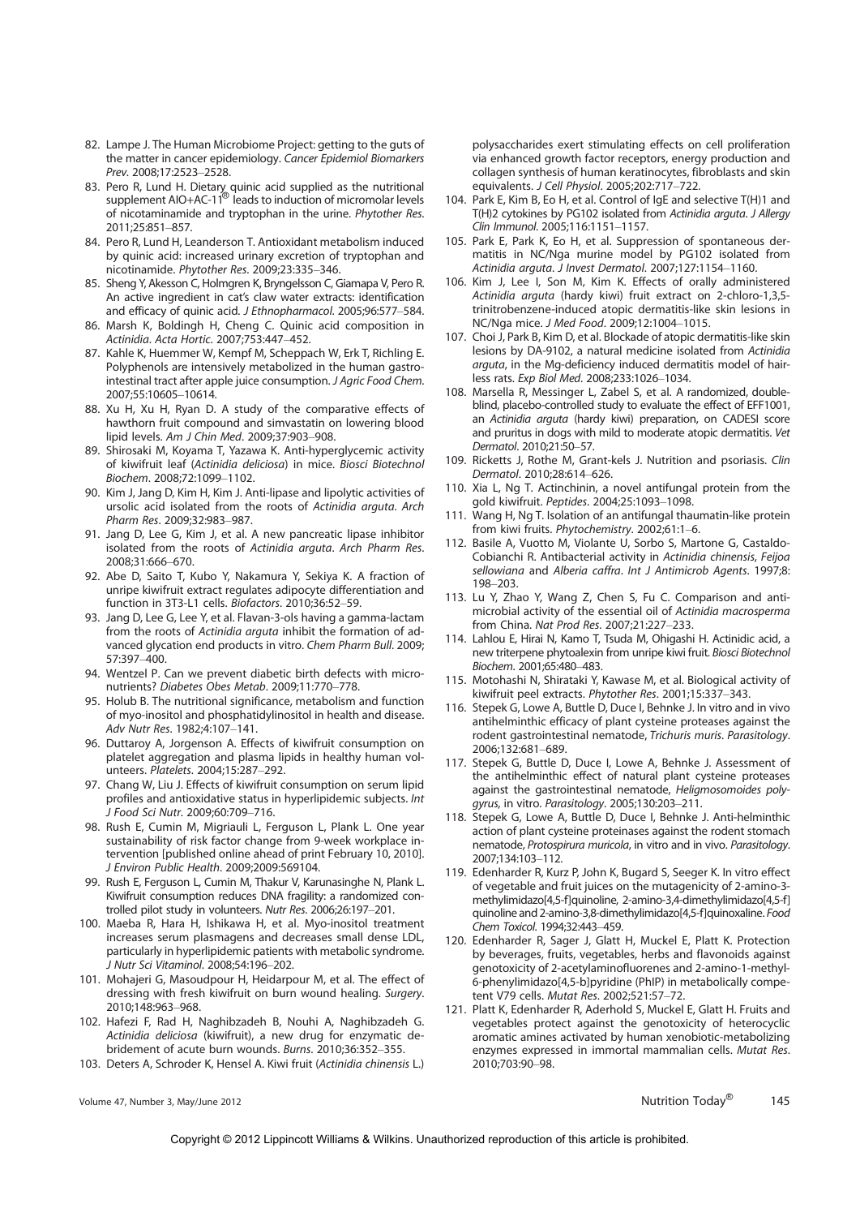82. Lampe J. The Human Microbiome Project: getting to the guts of the matter in cancer epidemiology. *Cancer Epidemiol Biomarkers Prev*. 2008;17:2523–2528.
83. Pero R, Lund H. Dietary quinic acid supplied as the nutritional supplement AIO+AC-11® leads to induction of micromolar levels of nicotaminamide and tryptophan in the urine. *Phytother Res*. 2011;25:851–857.
84. Pero R, Lund H, Leanderson T. Antioxidant metabolism induced by quinic acid: increased urinary excretion of tryptophan and nicotinamide. *Phytother Res*. 2009;23:335–346.
85. Sheng Y, Akesson C, Holmgren K, Bryngelsson C, Giamapa V, Pero R. An active ingredient in cat's claw water extracts: identification and efficacy of quinic acid. *J Ethnopharmacol*. 2005;96:577–584.
86. Marsh K, Boldingh H, Cheng C. Quinic acid composition in *Actinidia*. *Acta Hortic*. 2007;753:447–452.
87. Kahle K, Huemmer W, Kempf M, Scheppach W, Erk T, Richling E. Polyphenols are intensively metabolized in the human gastrointestinal tract after apple juice consumption. *J Agric Food Chem*. 2007;55:10605–10614.
88. Xu H, Xu H, Ryan D. A study of the comparative effects of hawthorn fruit compound and simvastatin on lowering blood lipid levels. *Am J Chin Med*. 2009;37:903–908.
89. Shirosaki M, Koyama T, Yazawa K. Anti-hyperglycemic activity of kiwifruit leaf (*Actinidia deliciosa*) in mice. *Biosci Biotechnol Biochem*. 2008;72:1099–1102.
90. Kim J, Jang D, Kim H, Kim J. Anti-lipase and lipolytic activities of ursolic acid isolated from the roots of *Actinidia arguta*. *Arch Pharm Res*. 2009;32:983–987.
91. Jang D, Lee G, Kim J, et al. A new pancreatic lipase inhibitor isolated from the roots of *Actinidia arguta*. *Arch Pharm Res*. 2008;31:666–670.
92. Abe D, Saito T, Kubo Y, Nakamura Y, Sekiya K. A fraction of unripe kiwifruit extract regulates adipocyte differentiation and function in 3T3-L1 cells. *Biofactors*. 2010;36:52–59.
93. Jang D, Lee G, Lee Y, et al. Flavan-3-ols having a gamma-lactam from the roots of *Actinidia arguta* inhibit the formation of advanced glycation end products in vitro. *Chem Pharm Bull*. 2009;57:397–400.
94. Wentzel P. Can we prevent diabetic birth defects with micronutrients? *Diabetes Obes Metab*. 2009;11:770–778.
95. Holub B. The nutritional significance, metabolism and function of myo-inositol and phosphatidylinositol in health and disease. *Adv Nutr Res*. 1982;4:107–141.
96. Duttaroy A, Jorgenson A. Effects of kiwifruit consumption on platelet aggregation and plasma lipids in healthy human volunteers. *Platelets*. 2004;15:287–292.
97. Chang W, Liu J. Effects of kiwifruit consumption on serum lipid profiles and antioxidative status in hyperlipidemic subjects. *Int J Food Sci Nutr*. 2009;60:709–716.
98. Rush E, Cumin M, Migriauli L, Ferguson L, Plank L. One year sustainability of risk factor change from 9-week workplace intervention [published online ahead of print February 10, 2010]. *J Environ Public Health*. 2009;2009:569104.
99. Rush E, Ferguson L, Cumin M, Thakur V, Karunasinghe N, Plank L. Kiwifruit consumption reduces DNA fragility: a randomized controlled pilot study in volunteers. *Nutr Res*. 2006;26:197–201.
100. Maeba R, Hara H, Ishikawa H, et al. Myo-inositol treatment increases serum plasmagens and decreases small dense LDL, particularly in hyperlipidemic patients with metabolic syndrome. *J Nutr Sci Vitaminol*. 2008;54:196–202.
101. Mohajeri G, Masoudpour H, Heidarpour M, et al. The effect of dressing with fresh kiwifruit on burn wound healing. *Surgery*. 2010;148:963–968.
102. Hafezi F, Rad H, Naghibzadeh B, Nouhi A, Naghibzadeh G. *Actinidia deliciosa* (kiwifruit), a new drug for enzymatic debridement of acute burn wounds. *Burns*. 2010;36:352–355.
103. Deters A, Schroder K, Hensel A. Kiwi fruit (*Actinidia chinensis* L.) polysaccharides exert stimulating effects on cell proliferation via enhanced growth factor receptors, energy production and collagen synthesis of human keratinocytes, fibroblasts and skin equivalents. *J Cell Physiol*. 2005;202:717–722.
104. Park E, Kim B, Eo H, et al. Control of IgE and selective T(H)1 and T(H)2 cytokines by PG102 isolated from *Actinidia arguta*. *J Allergy Clin Immunol*. 2005;116:1151–1157.
105. Park E, Park K, Eo H, et al. Suppression of spontaneous dermatitis in NC/Nga murine model by PG102 isolated from *Actinidia arguta*. *J Invest Dermatol*. 2007;127:1154–1160.
106. Kim J, Lee I, Son M, Kim K. Effects of orally administered *Actinidia arguta* (hardy kiwi) fruit extract on 2-chloro-1,3,5-trinitrobenzene-induced atopic dermatitis-like skin lesions in NC/Nga mice. *J Med Food*. 2009;12:1004–1015.
107. Choi J, Park B, Kim D, et al. Blockade of atopic dermatitis-like skin lesions by DA-9102, a natural medicine isolated from *Actinidia arguta*, in the Mg-deficiency induced dermatitis model of hairless rats. *Exp Biol Med*. 2008;233:1026–1034.
108. Marsella R, Messinger L, Zabel S, et al. A randomized, double-blind, placebo-controlled study to evaluate the effect of EFF1001, an *Actinidia arguta* (hardy kiwi) preparation, on CADESI score and pruritus in dogs with mild to moderate atopic dermatitis. *Vet Dermatol*. 2010;21:50–57.
109. Ricketts J, Rothe M, Grant-kels J. Nutrition and psoriasis. *Clin Dermatol*. 2010;28:614–626.
110. Xia L, Ng T. Actinchinin, a novel antifungal protein from the gold kiwifruit. *Peptides*. 2004;25:1093–1098.
111. Wang H, Ng T. Isolation of an antifungal thaumatin-like protein from kiwi fruits. *Phytochemistry*. 2002;61:1–6.
112. Basile A, Vuotto M, Violante U, Sorbo S, Martone G, Castaldo-Cobianchi R. Antibacterial activity in *Actinidia chinensis*, *Feijoa sellowiana* and *Alberia caffra*. *Int J Antimicrob Agents*. 1997;8:198–203.
113. Lu Y, Zhao Y, Wang Z, Chen S, Fu C. Comparison and antimicrobial activity of the essential oil of *Actinidia macrosperma* from China. *Nat Prod Res*. 2007;21:227–233.
114. Lahlou E, Hirai N, Kamo T, Tsuda M, Ohigashi H. Actinidic acid, a new triterpene phytoalexin from unripe kiwi fruit. *Biosci Biotechnol Biochem*. 2001;65:480–483.
115. Motohashi N, Shiratakі Y, Kawase M, et al. Biological activity of kiwifruit peel extracts. *Phytother Res*. 2001;15:337–343.
116. Stepek G, Lowe A, Buttle D, Duce I, Behnke J. In vitro and in vivo antihelminthic efficacy of plant cysteine proteases against the rodent gastrointestinal nematode, *Trichuris muris*. *Parasitology*. 2006;132:681–689.
117. Stepek G, Buttle D, Duce I, Lowe A, Behnke J. Assessment of the antihelminthic effect of natural plant cysteine proteases against the gastrointestinal nematode, *Heligmosomoides polygyrus*, in vitro. *Parasitology*. 2005;130:203–211.
118. Stepek G, Lowe A, Buttle D, Duce I, Behnke J. Anti-helminthic action of plant cysteine proteinases against the rodent stomach nematode, *Protospirura muricola*, in vitro and in vivo. *Parasitology*. 2007;134:103–112.
119. Edenharder R, Kurz P, John K, Bugard S, Seeger K. In vitro effect of vegetable and fruit juices on the mutagenicity of 2-amino-3-methylimidazo[4,5-f]quinoline, 2-amino-3,4-dimethylimidazo[4,5-f]quinoline and 2-amino-3,8-dimethylimidazo[4,5-f]quinoxaline. *Food Chem Toxicol*. 1994;32:443–459.
120. Edenharder R, Sager J, Glatt H, Muckel E, Platt K. Protection by beverages, fruits, vegetables, herbs and flavonoids against genotoxicity of 2-acetylaminofluorenes and 2-amino-1-methyl-6-phenylimidazo[4,5-b]pyridine (PhIP) in metabolically competent V79 cells. *Mutat Res*. 2002;521:57–72.
121. Platt K, Edenharder R, Aderhold S, Muckel E, Glatt H. Fruits and vegetables protect against the genotoxicity of heterocyclic aromatic amines activated by human xenobiotic-metabolizing enzymes expressed in immortal mammalian cells. *Mutat Res*. 2010;703:90–98.

Copyright © 2012 Lippincott Williams & Wilkins. Unauthorized reproduction of this article is prohibited.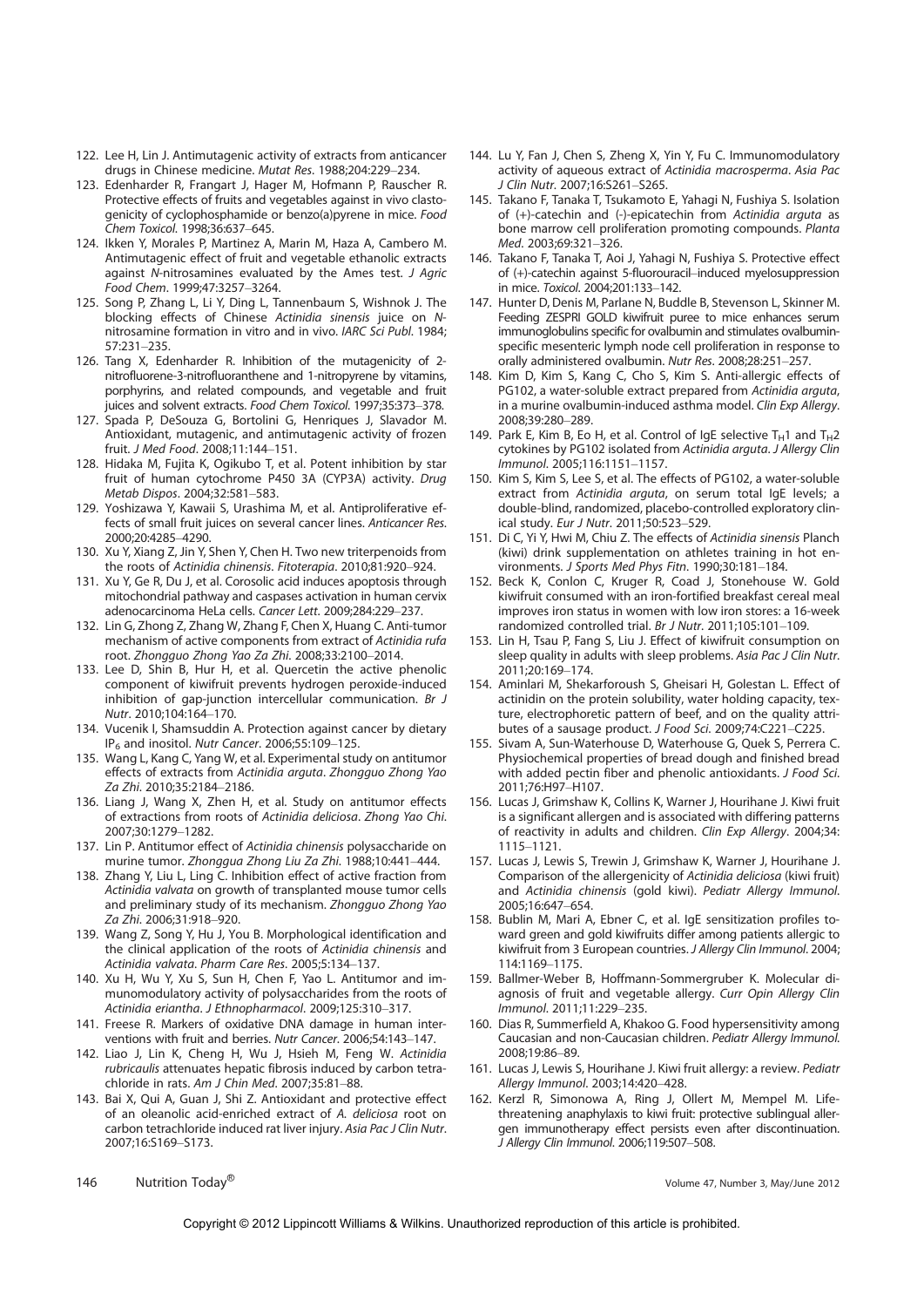122. Lee H, Lin J. Antimutagenic activity of extracts from anticancer drugs in Chinese medicine. *Mutat Res*. 1988;204:229–234.

123. Edenharder R, Frangart J, Hager M, Hofmann P, Rauscher R. Protective effects of fruits and vegetables against in vivo clastogenicity of cyclophosphamide or benzo(a)pyrene in mice. *Food Chem Toxicol*. 1998;36:637–645.

124. Ikken Y, Morales P, Martinez A, Marin M, Haza A, Cambero M. Antimutagenic effect of fruit and vegetable ethanolic extracts against *N*-nitrosamines evaluated by the Ames test. *J Agric Food Chem*. 1999;47:3257–3264.

125. Song P, Zhang L, Li Y, Ding L, Tannenbaum S, Wishnok J. The blocking effects of Chinese *Actinidia sinensis* juice on *N*-nitrosamine formation in vitro and in vivo. *IARC Sci Publ*. 1984; 57:231–235.

126. Tang X, Edenharder R. Inhibition of the mutagenicity of 2-nitrofluorene-3-nitrofluoranthene and 1-nitropyrene by vitamins, porphyrins, and related compounds, and vegetable and fruit juices and solvent extracts. *Food Chem Toxicol*. 1997;35:373–378.

127. Spada P, DeSouza G, Bortolini G, Henriques J, Slavador M. Antioxidant, mutagenic, and antimutagenic activity of frozen fruit. *J Med Food*. 2008;11:144–151.

128. Hidaka M, Fujita K, Ogikubo T, et al. Potent inhibition by star fruit of human cytochrome P450 3A (CYP3A) activity. *Drug Metab Dispos*. 2004;32:581–583.

129. Yoshizawa Y, Kawaii S, Urashima M, et al. Antiproliferative effects of small fruit juices on several cancer lines. *Anticancer Res*. 2000;20:4285–4290.

130. Xu Y, Xiang Z, Jin Y, Shen Y, Chen H. Two new triterpenoids from the roots of *Actinidia chinensis*. *Fitoterapia*. 2010;81:920–924.

131. Xu Y, Ge R, Du J, et al. Corosolic acid induces apoptosis through mitochondrial pathway and caspases activation in human cervix adenocarcinoma HeLa cells. *Cancer Lett*. 2009;284:229–237.

132. Lin G, Zhong Z, Zhang W, Zhang F, Chen X, Huang C. Anti-tumor mechanism of active components from extract of *Actinidia rufa* root. *Zhongguo Zhong Yao Za Zhi*. 2008;33:2100–2014.

133. Lee D, Shin B, Hur H, et al. Quercetin the active phenolic component of kiwifruit prevents hydrogen peroxide-induced inhibition of gap-junction intercellular communication. *Br J Nutr*. 2010;104:164–170.

134. Vucenik I, Shamsuddin A. Protection against cancer by dietary $IP_6$ and inositol. *Nutr Cancer*. 2006;55:109–125.

135. Wang L, Kang C, Yang W, et al. Experimental study on antitumor effects of extracts from *Actinidia arguta*. *Zhongguo Zhong Yao Za Zhi*. 2010;35:2184–2186.

136. Liang J, Wang X, Zhen H, et al. Study on antitumor effects of extractions from roots of *Actinidia deliciosa*. *Zhong Yao Chi*. 2007;30:1279–1282.

137. Lin P. Antitumor effect of *Actinidia chinensis* polysaccharide on murine tumor. *Zhonggua Zhong Liu Za Zhi*. 1988;10:441–444.

138. Zhang Y, Liu L, Ling C. Inhibition effect of active fraction from *Actinidia valvata* on growth of transplanted mouse tumor cells and preliminary study of its mechanism. *Zhongguo Zhong Yao Za Zhi*. 2006;31:918–920.

139. Wang Z, Song Y, Hu J, You B. Morphological identification and the clinical application of the roots of *Actinidia chinensis* and *Actinidia valvata*. *Pharm Care Res*. 2005;5:134–137.

140. Xu H, Wu Y, Xu S, Sun H, Chen F, Yao L. Antitumor and immunomodulatory activity of polysaccharides from the roots of *Actinidia eriantha*. *J Ethnopharmacol*. 2009;125:310–317.

141. Freese R. Markers of oxidative DNA damage in human interventions with fruit and berries. *Nutr Cancer*. 2006;54:143–147.

142. Liao J, Lin K, Cheng H, Wu J, Hsieh M, Feng W. *Actinidia rubricaulis* attenuates hepatic fibrosis induced by carbon tetrachloride in rats. *Am J Chin Med*. 2007;35:81–88.

143. Bai X, Qui A, Guan J, Shi Z. Antioxidant and protective effect of an oleanolic acid-enriched extract of *A. deliciosa* root on carbon tetrachloride induced rat liver injury. *Asia Pac J Clin Nutr*. 2007;16:S169–S173.

144. Lu Y, Fan J, Chen S, Zheng X, Yin Y, Fu C. Immunomodulatory activity of aqueous extract of *Actinidia macrosperma*. *Asia Pac J Clin Nutr*. 2007;16:S261–S265.

145. Takano F, Tanaka T, Tsukamoto E, Yahagi N, Fushiya S. Isolation of (+)-catechin and (-)-epicatechin from *Actinidia arguta* as bone marrow cell proliferation promoting compounds. *Planta Med*. 2003;69:321–326.

146. Takano F, Tanaka T, Aoi J, Yahagi N, Fushiya S. Protective effect of (+)-catechin against 5-fluorouracil–induced myelosuppression in mice. *Toxicol*. 2004;201:133–142.

147. Hunter D, Denis M, Parlane N, Buddle B, Stevenson L, Skinner M. Feeding ZESPRI GOLD kiwifruit puree to mice enhances serum immunoglobulins specific for ovalbumin and stimulates ovalbumin-specific mesenteric lymph node cell proliferation in response to orally administered ovalbumin. *Nutr Res*. 2008;28:251–257.

148. Kim D, Kim S, Kang C, Cho S, Kim S. Anti-allergic effects of PG102, a water-soluble extract prepared from *Actinidia arguta*, in a murine ovalbumin-induced asthma model. *Clin Exp Allergy*. 2008;39:280–289.

149. Park E, Kim B, Eo H, et al. Control of IgE selective $T_H1$ and $T_H2$ cytokines by PG102 isolated from *Actinidia arguta*. *J Allergy Clin Immunol*. 2005;116:1151–1157.

150. Kim S, Kim S, Lee S, et al. The effects of PG102, a water-soluble extract from *Actinidia arguta*, on serum total IgE levels; a double-blind, randomized, placebo-controlled exploratory clinical study. *Eur J Nutr*. 2011;50:523–529.

151. Di C, Yi Y, Hwi M, Chiu Z. The effects of *Actinidia sinensis* Planch (kiwi) drink supplementation on athletes training in hot environments. *J Sports Med Phys Fitn*. 1990;30:181–184.

152. Beck K, Conlon C, Kruger R, Coad J, Stonehouse W. Gold kiwifruit consumed with an iron-fortified breakfast cereal meal improves iron status in women with low iron stores: a 16-week randomized controlled trial. *Br J Nutr*. 2011;105:101–109.

153. Lin H, Tsau P, Fang S, Liu J. Effect of kiwifruit consumption on sleep quality in adults with sleep problems. *Asia Pac J Clin Nutr*. 2011;20:169–174.

154. Aminlari M, Shekarforoush S, Gheisari H, Golestan L. Effect of actinidin on the protein solubility, water holding capacity, texture, electrophoretic pattern of beef, and on the quality attributes of a sausage product. *J Food Sci*. 2009;74:C221–C225.

155. Sivam A, Sun-Waterhouse D, Waterhouse G, Quek S, Perrera C. Physiochemical properties of bread dough and finished bread with added pectin fiber and phenolic antioxidants. *J Food Sci*. 2011;76:H97–H107.

156. Lucas J, Grimshaw K, Collins K, Warner J, Hourihane J. Kiwi fruit is a significant allergen and is associated with differing patterns of reactivity in adults and children. *Clin Exp Allergy*. 2004;34: 1115–1121.

157. Lucas J, Lewis S, Trewin J, Grimshaw K, Warner J, Hourihane J. Comparison of the allergenicity of *Actinidia deliciosa* (kiwi fruit) and *Actinidia chinensis* (gold kiwi). *Pediatr Allergy Immunol*. 2005;16:647–654.

158. Bublin M, Mari A, Ebner C, et al. IgE sensitization profiles toward green and gold kiwifruits differ among patients allergic to kiwifruit from 3 European countries. *J Allergy Clin Immunol*. 2004; 114:1169–1175.

159. Ballmer-Weber B, Hoffmann-Sommergruber K. Molecular diagnosis of fruit and vegetable allergy. *Curr Opin Allergy Clin Immunol*. 2011;11:229–235.

160. Dias R, Summerfield A, Khakoo G. Food hypersensitivity among Caucasian and non-Caucasian children. *Pediatr Allergy Immunol*. 2008;19:86–89.

161. Lucas J, Lewis S, Hourihane J. Kiwi fruit allergy: a review. *Pediatr Allergy Immunol*. 2003;14:420–428.

162. Kerzl R, Simonowa A, Ring J, Ollert M, Mempel M. Life-threatening anaphylaxis to kiwi fruit: protective sublingual allergen immunotherapy effect persists even after discontinuation. *J Allergy Clin Immunol*. 2006;119:507–508.

Copyright © 2012 Lippincott Williams & Wilkins. Unauthorized reproduction of this article is prohibited.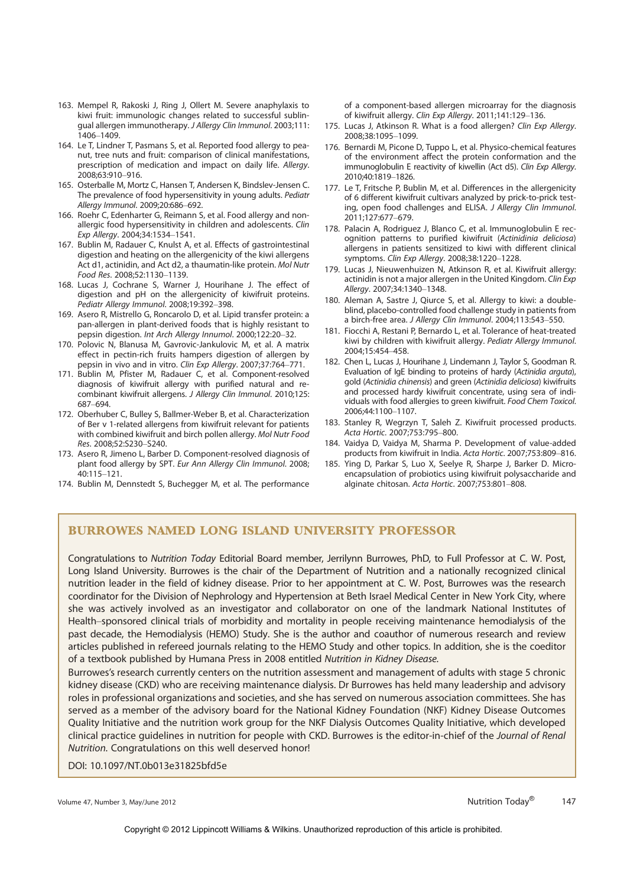163. Mempel R, Rakoski J, Ring J, Ollert M. Severe anaphylaxis to kiwi fruit: immunologic changes related to successful sublingual allergen immunotherapy. *J Allergy Clin Immunol*. 2003;111:1406–1409.
164. Le T, Lindner T, Pasmans S, et al. Reported food allergy to peanut, tree nuts and fruit: comparison of clinical manifestations, prescription of medication and impact on daily life. *Allergy*. 2008;63:910–916.
165. Osterballe M, Mortz C, Hansen T, Andersen K, Bindslev-Jensen C. The prevalence of food hypersensitivity in young adults. *Pediatr Allergy Immunol*. 2009;20:686–692.
166. Roehr C, Edenharter G, Reimann S, et al. Food allergy and non-allergic food hypersensitivity in children and adolescents. *Clin Exp Allergy*. 2004;34:1534–1541.
167. Bublin M, Radauer C, Knulst A, et al. Effects of gastrointestinal digestion and heating on the allergenicity of the kiwi allergens Act d1, actinidin, and Act d2, a thaumatin-like protein. *Mol Nutr Food Res*. 2008;52:1130–1139.
168. Lucas J, Cochrane S, Warner J, Hourihane J. The effect of digestion and pH on the allergenicity of kiwifruit proteins. *Pediatr Allergy Immunol*. 2008;19:392–398.
169. Asero R, Mistrello G, Roncarolo D, et al. Lipid transfer protein: a pan-allergen in plant-derived foods that is highly resistant to pepsin digestion. *Int Arch Allergy Innumol*. 2000;122:20–32.
170. Polovic N, Blanusa M, Gavrovic-Jankulovic M, et al. A matrix effect in pectin-rich fruits hampers digestion of allergen by pepsin in vivo and in vitro. *Clin Exp Allergy*. 2007;37:764–771.
171. Bublin M, Pfister M, Radauer C, et al. Component-resolved diagnosis of kiwifruit allergy with purified natural and recombinant kiwifruit allergens. *J Allergy Clin Immunol*. 2010;125:687–694.
172. Oberhuber C, Bulley S, Ballmer-Weber B, et al. Characterization of Ber v 1-related allergens from kiwifruit relevant for patients with combined kiwifruit and birch pollen allergy. *Mol Nutr Food Res*. 2008;52:S230–S240.
173. Asero R, Jimeno L, Barber D. Component-resolved diagnosis of plant food allergy by SPT. *Eur Ann Allergy Clin Immunol*. 2008;40:115–121.
174. Bublin M, Dennstedt S, Buchegger M, et al. The performance of a component-based allergen microarray for the diagnosis of kiwifruit allergy. *Clin Exp Allergy*. 2011;141:129–136.
175. Lucas J, Atkinson R. What is a food allergen? *Clin Exp Allergy*. 2008;38:1095–1099.
176. Bernardi M, Picone D, Tuppo L, et al. Physico-chemical features of the environment affect the protein conformation and the immunoglobulin E reactivity of kiwellin (Act d5). *Clin Exp Allergy*. 2010;40:1819–1826.
177. Le T, Fritsche P, Bublin M, et al. Differences in the allergenicity of 6 different kiwifruit cultivars analyzed by prick-to-prick testing, open food challenges and ELISA. *J Allergy Clin Immunol*. 2011;127:677–679.
178. Palacin A, Rodriguez J, Blanco C, et al. Immunoglobulin E recognition patterns to purified kiwifruit (*Actinidinia deliciosa*) allergens in patients sensitized to kiwi with different clinical symptoms. *Clin Exp Allergy*. 2008;38:1220–1228.
179. Lucas J, Nieuwenhuizen N, Atkinson R, et al. Kiwifruit allergy: actinidin is not a major allergen in the United Kingdom. *Clin Exp Allergy*. 2007;34:1340–1348.
180. Aleman A, Sastre J, Qiurce S, et al. Allergy to kiwi: a double-blind, placebo-controlled food challenge study in patients from a birch-free area. *J Allergy Clin Immunol*. 2004;113:543–550.
181. Fiocchi A, Restani P, Bernardo L, et al. Tolerance of heat-treated kiwi by children with kiwifruit allergy. *Pediatr Allergy Immunol*. 2004;15:454–458.
182. Chen L, Lucas J, Hourihane J, Lindemann J, Taylor S, Goodman R. Evaluation of IgE binding to proteins of hardy (*Actinidia arguta*), gold (*Actinidia chinensis*) and green (*Actinidia deliciosa*) kiwifruits and processed hardy kiwifruit concentrate, using sera of individuals with food allergies to green kiwifruit. *Food Chem Toxicol*. 2006;44:1100–1107.
183. Stanley R, Wegrzyn T, Saleh Z. Kiwifruit processed products. *Acta Hortic*. 2007;753:795–800.
184. Vaidya D, Vaidya M, Sharma P. Development of value-added products from kiwifruit in India. *Acta Hortic*. 2007;753:809–816.
185. Ying D, Parkar S, Luo X, Seelye R, Sharpe J, Barker D. Microencapsulation of probiotics using kiwifruit polysaccharide and alginate chitosan. *Acta Hortic*. 2007;753:801–808.

## BURROWES NAMED LONG ISLAND UNIVERSITY PROFESSOR

Congratulations to *Nutrition Today* Editorial Board member, Jerrilynn Burrowes, PhD, to Full Professor at C. W. Post, Long Island University. Burrowes is the chair of the Department of Nutrition and a nationally recognized clinical nutrition leader in the field of kidney disease. Prior to her appointment at C. W. Post, Burrowes was the research coordinator for the Division of Nephrology and Hypertension at Beth Israel Medical Center in New York City, where she was actively involved as an investigator and collaborator on one of the landmark National Institutes of Health–sponsored clinical trials of morbidity and mortality in people receiving maintenance hemodialysis of the past decade, the Hemodialysis (HEMO) Study. She is the author and coauthor of numerous research and review articles published in refereed journals relating to the HEMO Study and other topics. In addition, she is the coeditor of a textbook published by Humana Press in 2008 entitled *Nutrition in Kidney Disease*.

Burrowes's research currently centers on the nutrition assessment and management of adults with stage 5 chronic kidney disease (CKD) who are receiving maintenance dialysis. Dr Burrowes has held many leadership and advisory roles in professional organizations and societies, and she has served on numerous association committees. She has served as a member of the advisory board for the National Kidney Foundation (NKF) Kidney Disease Outcomes Quality Initiative and the nutrition work group for the NKF Dialysis Outcomes Quality Initiative, which developed clinical practice guidelines in nutrition for people with CKD. Burrowes is the editor-in-chief of the *Journal of Renal Nutrition*. Congratulations on this well deserved honor!

DOI: 10.1097/NT.0b013e31825bfd5e

Copyright © 2012 Lippincott Williams & Wilkins. Unauthorized reproduction of this article is prohibited.